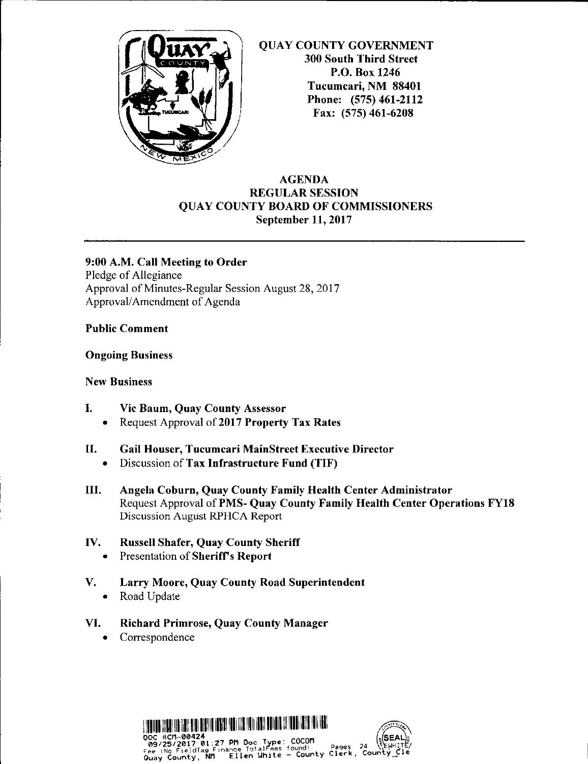QUAY COUNTY GOVERNMENT
300 South Third Street
P.O. Box 1246
Tucumcari, NM 88401
Phone: (575) 461-2112
Fax: (575) 461-6208

# AGENDA
## REGULAR SESSION
## QUAY COUNTY BOARD OF COMMISSIONERS
## September 11, 2017

---

**9:00 A.M. Call Meeting to Order**
Pledge of Allegiance
Approval of Minutes-Regular Session August 28, 2017
Approval/Amendment of Agenda

**Public Comment**

**Ongoing Business**

**New Business**

**I. Vic Baum, Quay County Assessor**
- Request Approval of **2017 Property Tax Rates**

**II. Gail Houser, Tucumcari MainStreet Executive Director**
- Discussion of **Tax Infrastructure Fund (TIF)**

**III. Angela Coburn, Quay County Family Health Center Administrator**
Request Approval of **PMS- Quay County Family Health Center Operations FY18**
Discussion August RPHCA Report

**IV. Russell Shafer, Quay County Sheriff**
- Presentation of **Sheriff's Report**

**V. Larry Moore, Quay County Road Superintendent**
- Road Update

**VI. Richard Primrose, Quay County Manager**
- Correspondence

DOC #CM-00424
09/25/2017 01:27 PM Doc Type: COCOM
Fee (No FieldTag Finance TotalFees found) Pages 24
Quay County, NM Ellen White - County Clerk, County Cle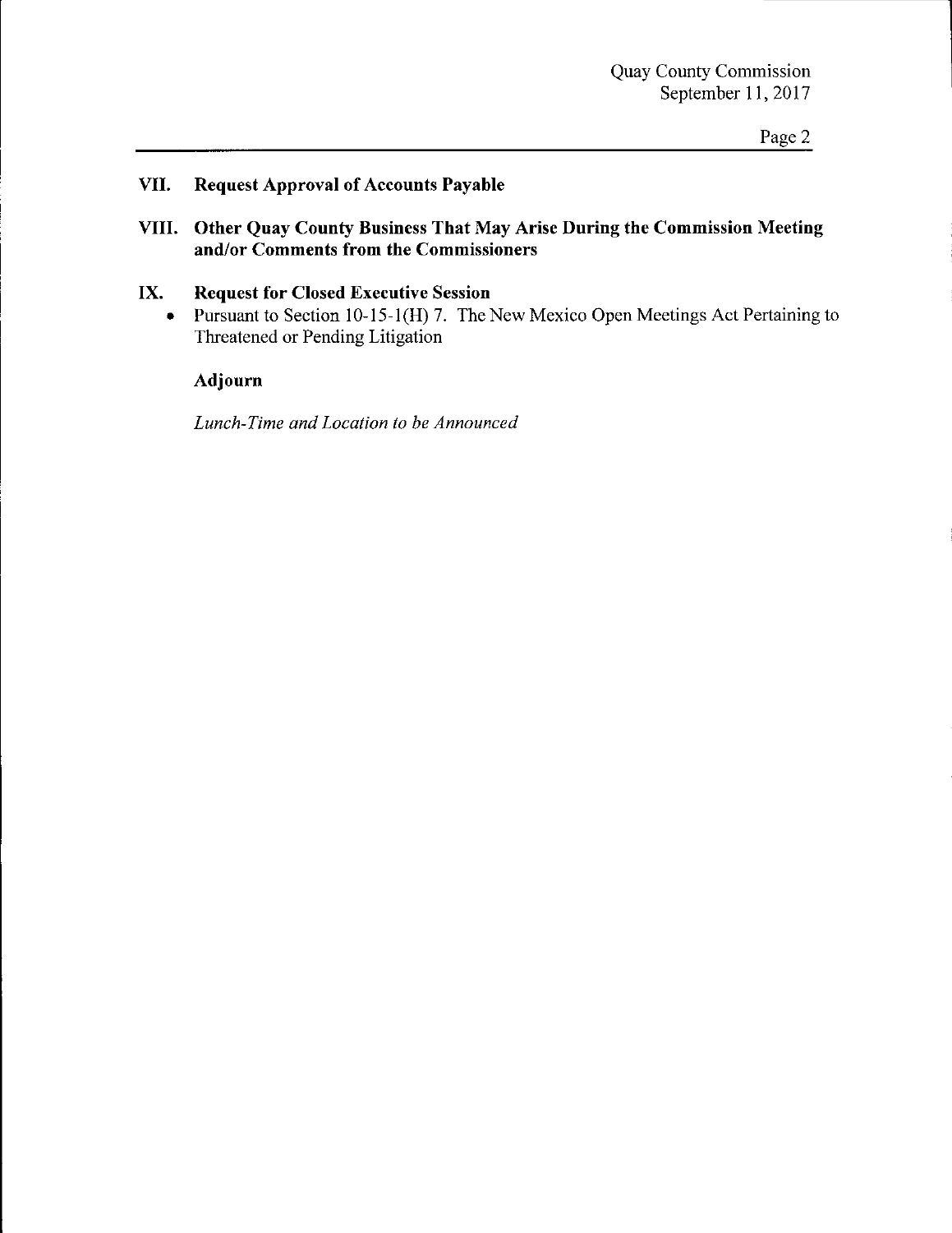## VII. Request Approval of Accounts Payable

## VIII. Other Quay County Business That May Arise During the Commission Meeting and/or Comments from the Commissioners

## IX. Request for Closed Executive Session

- Pursuant to Section 10-15-1(H) 7. The New Mexico Open Meetings Act Pertaining to Threatened or Pending Litigation

**Adjourn**

*Lunch-Time and Location to be Announced*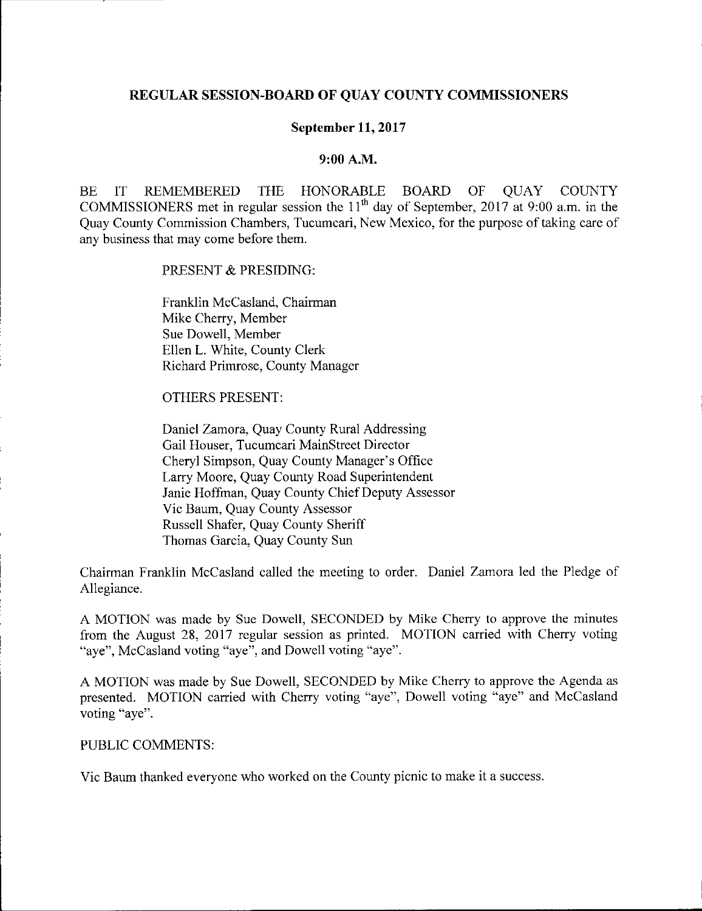**REGULAR SESSION-BOARD OF QUAY COUNTY COMMISSIONERS**

**September 11, 2017**

**9:00 A.M.**

BE IT REMEMBERED THE HONORABLE BOARD OF QUAY COUNTY COMMISSIONERS met in regular session the 11th day of September, 2017 at 9:00 a.m. in the Quay County Commission Chambers, Tucumcari, New Mexico, for the purpose of taking care of any business that may come before them.

PRESENT & PRESIDING:

Franklin McCasland, Chairman
Mike Cherry, Member
Sue Dowell, Member
Ellen L. White, County Clerk
Richard Primrose, County Manager

OTHERS PRESENT:

Daniel Zamora, Quay County Rural Addressing
Gail Houser, Tucumcari MainStreet Director
Cheryl Simpson, Quay County Manager's Office
Larry Moore, Quay County Road Superintendent
Janie Hoffman, Quay County Chief Deputy Assessor
Vic Baum, Quay County Assessor
Russell Shafer, Quay County Sheriff
Thomas Garcia, Quay County Sun

Chairman Franklin McCasland called the meeting to order. Daniel Zamora led the Pledge of Allegiance.

A MOTION was made by Sue Dowell, SECONDED by Mike Cherry to approve the minutes from the August 28, 2017 regular session as printed. MOTION carried with Cherry voting "aye", McCasland voting "aye", and Dowell voting "aye".

A MOTION was made by Sue Dowell, SECONDED by Mike Cherry to approve the Agenda as presented. MOTION carried with Cherry voting "aye", Dowell voting "aye" and McCasland voting "aye".

PUBLIC COMMENTS:

Vic Baum thanked everyone who worked on the County picnic to make it a success.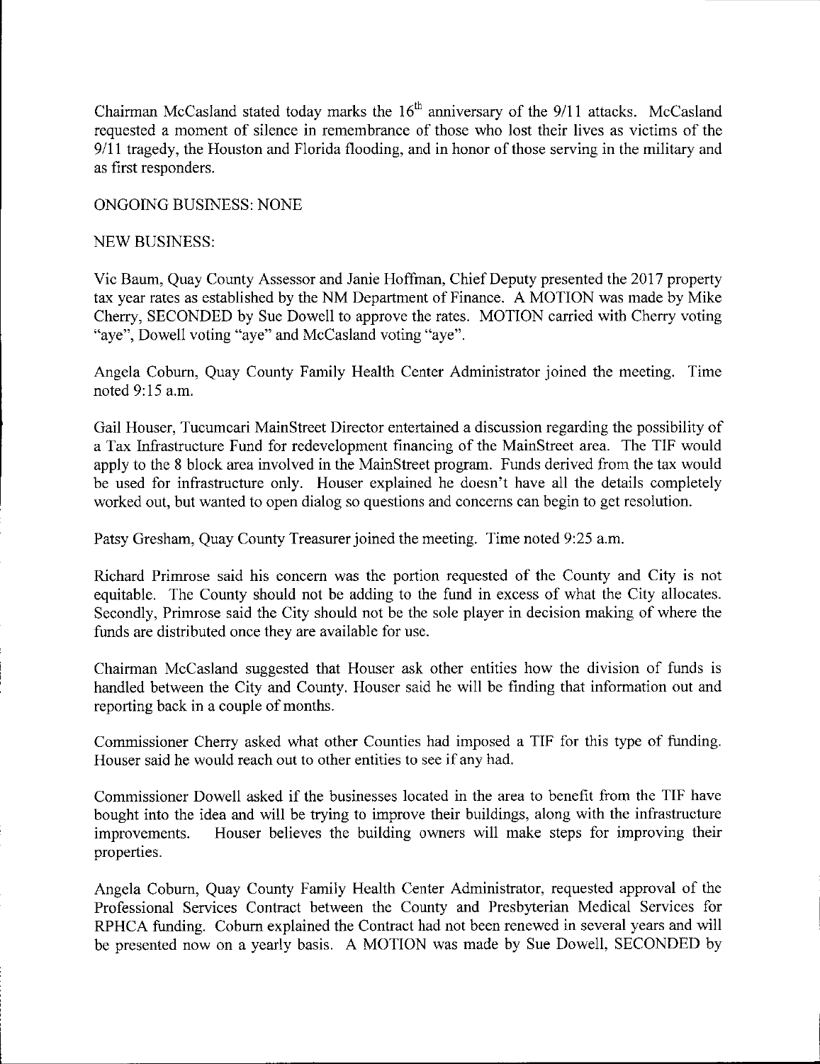Chairman McCasland stated today marks the $16^{th}$ anniversary of the 9/11 attacks. McCasland requested a moment of silence in remembrance of those who lost their lives as victims of the 9/11 tragedy, the Houston and Florida flooding, and in honor of those serving in the military and as first responders.

ONGOING BUSINESS: NONE

NEW BUSINESS:

Vic Baum, Quay County Assessor and Janie Hoffman, Chief Deputy presented the 2017 property tax year rates as established by the NM Department of Finance. A MOTION was made by Mike Cherry, SECONDED by Sue Dowell to approve the rates. MOTION carried with Cherry voting "aye", Dowell voting "aye" and McCasland voting "aye".

Angela Coburn, Quay County Family Health Center Administrator joined the meeting. Time noted 9:15 a.m.

Gail Houser, Tucumcari MainStreet Director entertained a discussion regarding the possibility of a Tax Infrastructure Fund for redevelopment financing of the MainStreet area. The TIF would apply to the 8 block area involved in the MainStreet program. Funds derived from the tax would be used for infrastructure only. Houser explained he doesn't have all the details completely worked out, but wanted to open dialog so questions and concerns can begin to get resolution.

Patsy Gresham, Quay County Treasurer joined the meeting. Time noted 9:25 a.m.

Richard Primrose said his concern was the portion requested of the County and City is not equitable. The County should not be adding to the fund in excess of what the City allocates. Secondly, Primrose said the City should not be the sole player in decision making of where the funds are distributed once they are available for use.

Chairman McCasland suggested that Houser ask other entities how the division of funds is handled between the City and County. Houser said he will be finding that information out and reporting back in a couple of months.

Commissioner Cherry asked what other Counties had imposed a TIF for this type of funding. Houser said he would reach out to other entities to see if any had.

Commissioner Dowell asked if the businesses located in the area to benefit from the TIF have bought into the idea and will be trying to improve their buildings, along with the infrastructure improvements. Houser believes the building owners will make steps for improving their properties.

Angela Coburn, Quay County Family Health Center Administrator, requested approval of the Professional Services Contract between the County and Presbyterian Medical Services for RPHCA funding. Coburn explained the Contract had not been renewed in several years and will be presented now on a yearly basis. A MOTION was made by Sue Dowell, SECONDED by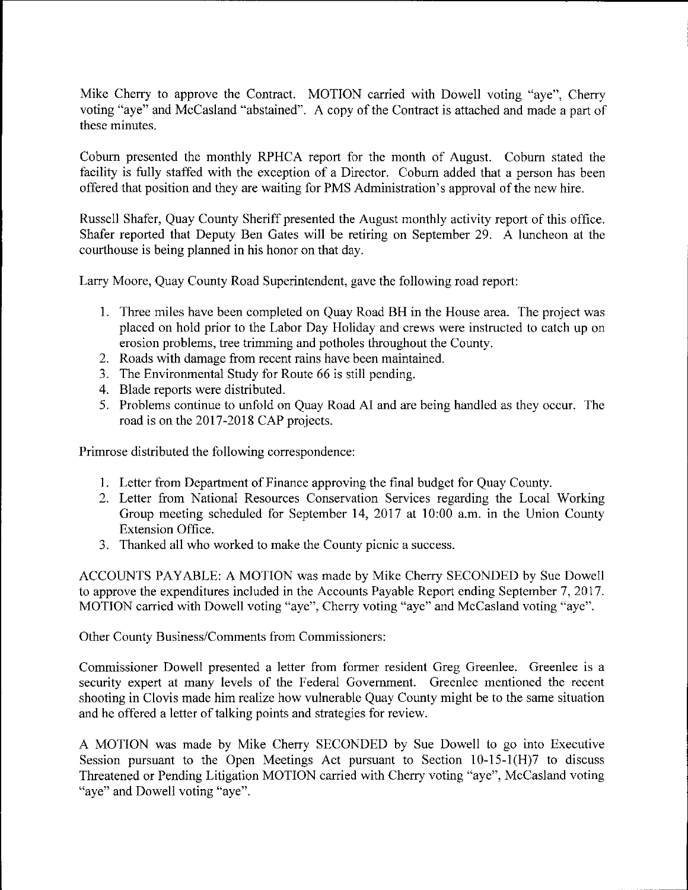Mike Cherry to approve the Contract. MOTION carried with Dowell voting "aye", Cherry voting "aye" and McCasland "abstained". A copy of the Contract is attached and made a part of these minutes.

Coburn presented the monthly RPHCA report for the month of August. Coburn stated the facility is fully staffed with the exception of a Director. Coburn added that a person has been offered that position and they are waiting for PMS Administration's approval of the new hire.

Russell Shafer, Quay County Sheriff presented the August monthly activity report of this office. Shafer reported that Deputy Ben Gates will be retiring on September 29. A luncheon at the courthouse is being planned in his honor on that day.

Larry Moore, Quay County Road Superintendent, gave the following road report:

1. Three miles have been completed on Quay Road BH in the House area. The project was placed on hold prior to the Labor Day Holiday and crews were instructed to catch up on erosion problems, tree trimming and potholes throughout the County.
2. Roads with damage from recent rains have been maintained.
3. The Environmental Study for Route 66 is still pending.
4. Blade reports were distributed.
5. Problems continue to unfold on Quay Road AI and are being handled as they occur. The road is on the 2017-2018 CAP projects.

Primrose distributed the following correspondence:

1. Letter from Department of Finance approving the final budget for Quay County.
2. Letter from National Resources Conservation Services regarding the Local Working Group meeting scheduled for September 14, 2017 at 10:00 a.m. in the Union County Extension Office.
3. Thanked all who worked to make the County picnic a success.

ACCOUNTS PAYABLE: A MOTION was made by Mike Cherry SECONDED by Sue Dowell to approve the expenditures included in the Accounts Payable Report ending September 7, 2017. MOTION carried with Dowell voting "aye", Cherry voting "aye" and McCasland voting "aye".

Other County Business/Comments from Commissioners:

Commissioner Dowell presented a letter from former resident Greg Greenlee. Greenlee is a security expert at many levels of the Federal Government. Greenlee mentioned the recent shooting in Clovis made him realize how vulnerable Quay County might be to the same situation and he offered a letter of talking points and strategies for review.

A MOTION was made by Mike Cherry SECONDED by Sue Dowell to go into Executive Session pursuant to the Open Meetings Act pursuant to Section 10-15-1(H)7 to discuss Threatened or Pending Litigation MOTION carried with Cherry voting "aye", McCasland voting "aye" and Dowell voting "aye".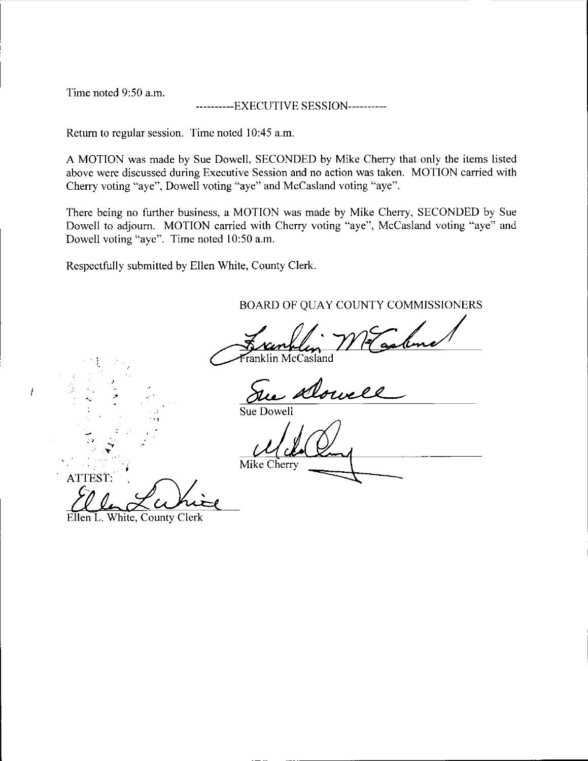Time noted 9:50 a.m.

----------EXECUTIVE SESSION----------

Return to regular session. Time noted 10:45 a.m.

A MOTION was made by Sue Dowell, SECONDED by Mike Cherry that only the items listed above were discussed during Executive Session and no action was taken. MOTION carried with Cherry voting "aye", Dowell voting "aye" and McCasland voting "aye".

There being no further business, a MOTION was made by Mike Cherry, SECONDED by Sue Dowell to adjourn. MOTION carried with Cherry voting "aye", McCasland voting "aye" and Dowell voting "aye". Time noted 10:50 a.m.

Respectfully submitted by Ellen White, County Clerk.

BOARD OF QUAY COUNTY COMMISSIONERS

Franklin McCasland

Sue Dowell

Mike Cherry

ATTEST:

Ellen L. White, County Clerk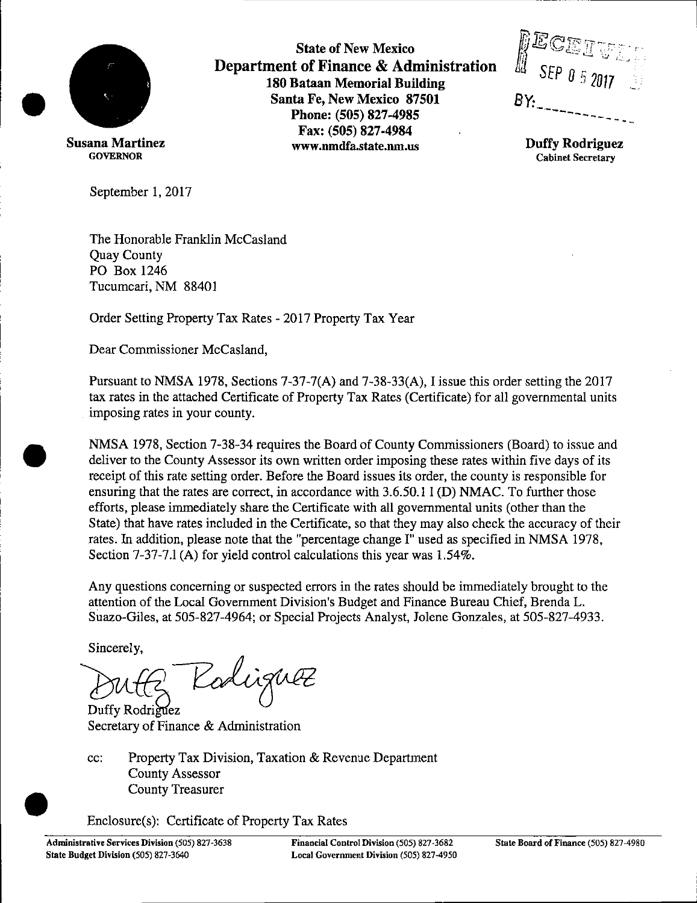**State of New Mexico**
**Department of Finance & Administration**
**180 Bataan Memorial Building**
**Santa Fe, New Mexico 87501**
**Phone: (505) 827-4985**
**Fax: (505) 827-4984**
**www.nmdfa.state.nm.us**

RECEIVED
SEP 05 2017
BY:

**Susana Martinez**
GOVERNOR

**Duffy Rodriguez**
Cabinet Secretary

September 1, 2017

The Honorable Franklin McCasland
Quay County
PO Box 1246
Tucumcari, NM 88401

Order Setting Property Tax Rates - 2017 Property Tax Year

Dear Commissioner McCasland,

Pursuant to NMSA 1978, Sections 7-37-7(A) and 7-38-33(A), I issue this order setting the 2017 tax rates in the attached Certificate of Property Tax Rates (Certificate) for all governmental units imposing rates in your county.

NMSA 1978, Section 7-38-34 requires the Board of County Commissioners (Board) to issue and deliver to the County Assessor its own written order imposing these rates within five days of its receipt of this rate setting order. Before the Board issues its order, the county is responsible for ensuring that the rates are correct, in accordance with 3.6.50.11 (D) NMAC. To further those efforts, please immediately share the Certificate with all governmental units (other than the State) that have rates included in the Certificate, so that they may also check the accuracy of their rates. In addition, please note that the "percentage change I" used as specified in NMSA 1978, Section 7-37-7.1 (A) for yield control calculations this year was 1.54%.

Any questions concerning or suspected errors in the rates should be immediately brought to the attention of the Local Government Division's Budget and Finance Bureau Chief, Brenda L. Suazo-Giles, at 505-827-4964; or Special Projects Analyst, Jolene Gonzales, at 505-827-4933.

Sincerely,

Duffy Rodriguez
Secretary of Finance & Administration

cc: Property Tax Division, Taxation & Revenue Department
County Assessor
County Treasurer

Enclosure(s): Certificate of Property Tax Rates

**Administrative Services Division** (505) 827-3638
**State Budget Division** (505) 827-3640
**Financial Control Division** (505) 827-3682
**Local Government Division** (505) 827-4950
**State Board of Finance** (505) 827-4980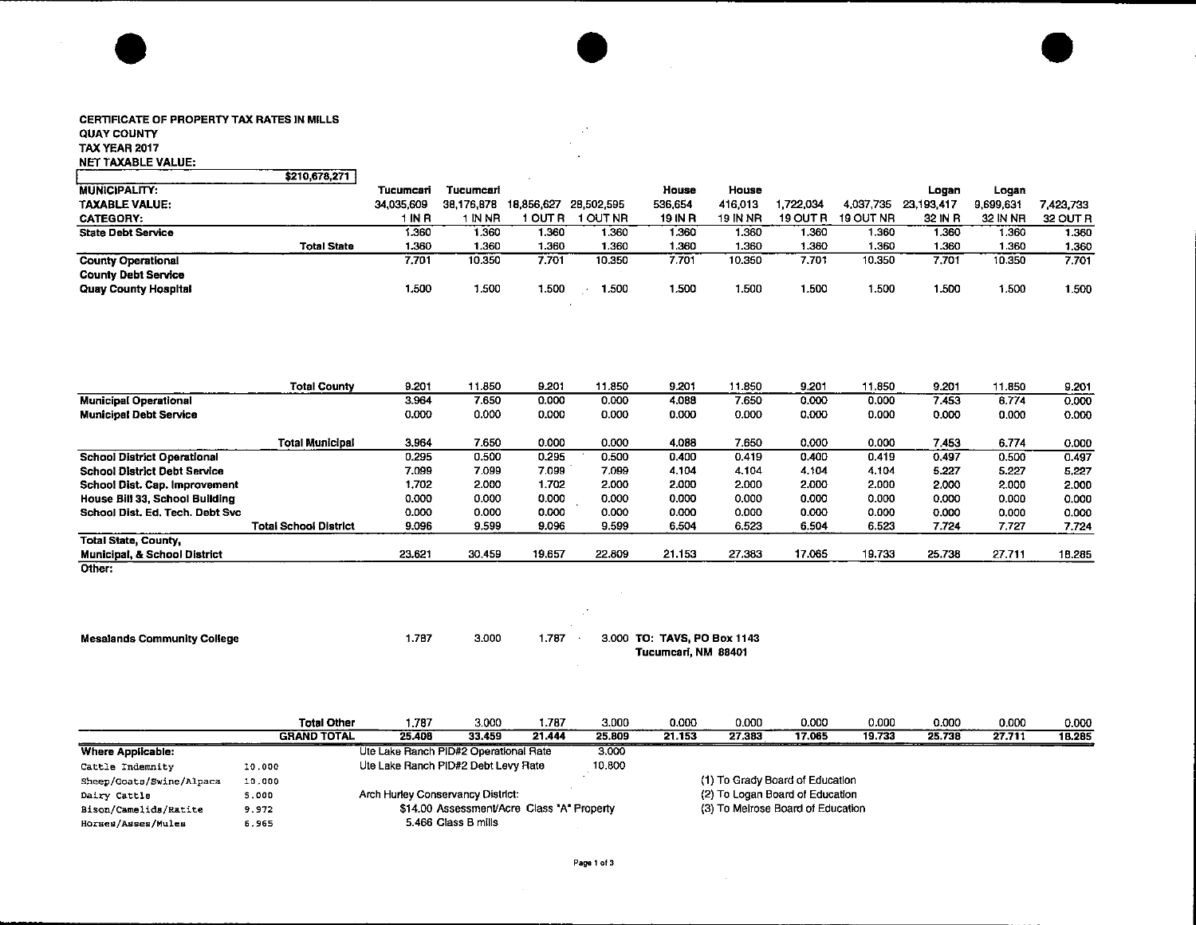**CERTIFICATE OF PROPERTY TAX RATES IN MILLS**
**QUAY COUNTY**
**TAX YEAR 2017**
**NET TAXABLE VALUE:**

| | $210,678,271 | | | | | | | | | | | |
|---|---|---|---|---|---|---|---|---|---|---|---|---|
| **MUNICIPALITY:** | | Tucumcari | Tucumcari | | | House | House | | | Logan | Logan | |
| **TAXABLE VALUE:** | | 34,035,609 | 38,176,878 | 18,856,627 | 28,502,595 | 536,654 | 416,013 | 1,722,034 | 4,037,735 | 23,193,417 | 9,699,631 | 7,423,733 |
| **CATEGORY:** | | 1 IN R | 1 IN NR | 1 OUT R | 1 OUT NR | 19 IN R | 19 IN NR | 19 OUT R | 19 OUT NR | 32 IN R | 32 IN NR | 32 OUT R |
| **State Debt Service** | | 1.360 | 1.360 | 1.360 | 1.360 | 1.360 | 1.360 | 1.360 | 1.360 | 1.360 | 1.360 | 1.360 |
| | **Total State** | 1.360 | 1.360 | 1.360 | 1.360 | 1.360 | 1.360 | 1.360 | 1.360 | 1.360 | 1.360 | 1.360 |
| **County Operational** | | 7.701 | 10.350 | 7.701 | 10.350 | 7.701 | 10.350 | 7.701 | 10.350 | 7.701 | 10.350 | 7.701 |
| **County Debt Service** | | | | | | | | | | | | |
| **Quay County Hospital** | | 1.500 | 1.500 | 1.500 | 1.500 | 1.500 | 1.500 | 1.500 | 1.500 | 1.500 | 1.500 | 1.500 |
| | **Total County** | 9.201 | 11.850 | 9.201 | 11.850 | 9.201 | 11.850 | 9.201 | 11.850 | 9.201 | 11.850 | 9.201 |
| **Municipal Operational** | | 3.964 | 7.650 | 0.000 | 0.000 | 4.088 | 7.650 | 0.000 | 0.000 | 7.453 | 6.774 | 0.000 |
| **Municipal Debt Service** | | 0.000 | 0.000 | 0.000 | 0.000 | 0.000 | 0.000 | 0.000 | 0.000 | 0.000 | 0.000 | 0.000 |
| | **Total Municipal** | 3.964 | 7.650 | 0.000 | 0.000 | 4.088 | 7.650 | 0.000 | 0.000 | 7.453 | 6.774 | 0.000 |
| **School District Operational** | | 0.295 | 0.500 | 0.295 | 0.500 | 0.400 | 0.419 | 0.400 | 0.419 | 0.497 | 0.500 | 0.497 |
| **School District Debt Service** | | 7.099 | 7.099 | 7.099 | 7.099 | 4.104 | 4.104 | 4.104 | 4.104 | 5.227 | 5.227 | 5.227 |
| **School Dist. Cap. Improvement** | | 1.702 | 2.000 | 1.702 | 2.000 | 2.000 | 2.000 | 2.000 | 2.000 | 2.000 | 2.000 | 2.000 |
| **House Bill 33, School Building** | | 0.000 | 0.000 | 0.000 | 0.000 | 0.000 | 0.000 | 0.000 | 0.000 | 0.000 | 0.000 | 0.000 |
| **School Dist. Ed. Tech. Debt Svc** | | 0.000 | 0.000 | 0.000 | 0.000 | 0.000 | 0.000 | 0.000 | 0.000 | 0.000 | 0.000 | 0.000 |
| | **Total School District** | 9.096 | 9.599 | 9.096 | 9.599 | 6.504 | 6.523 | 6.504 | 6.523 | 7.724 | 7.727 | 7.724 |
| **Total State, County, Municipal, & School District** | | 23.621 | 30.459 | 19.657 | 22.809 | 21.153 | 27.383 | 17.065 | 19.733 | 25.738 | 27.711 | 18.285 |
| **Other:** | | | | | | | | | | | | |
| **Mesalands Community College** | | 1.787 | 3.000 | 1.787 | 3.000 | | | | | | | |
| | **Total Other** | 1.787 | 3.000 | 1.787 | 3.000 | 0.000 | 0.000 | 0.000 | 0.000 | 0.000 | 0.000 | 0.000 |
| | **GRAND TOTAL** | 25.408 | 33.459 | 21.444 | 25.809 | 21.153 | 27.383 | 17.065 | 19.733 | 25.738 | 27.711 | 18.285 |

**TO: TAVS, PO Box 1143**
**Tucumcari, NM 88401**

**Where Applicable:**

| | |
|---|---|
| Cattle Indemnity | 10.000 |
| Sheep/Goats/Swine/Alpaca | 10.000 |
| Dairy Cattle | 5.000 |
| Bison/Camelids/Ratite | 9.972 |
| Horses/Asses/Mules | 6.965 |

Ute Lake Ranch PID#2 Operational Rate 3.000
Ute Lake Ranch PID#2 Debt Levy Rate 10.800

Arch Hurley Conservancy District:
$14.00 Assessment/Acre Class "A" Property
5.466 Class B mills

(1) To Grady Board of Education
(2) To Logan Board of Education
(3) To Melrose Board of Education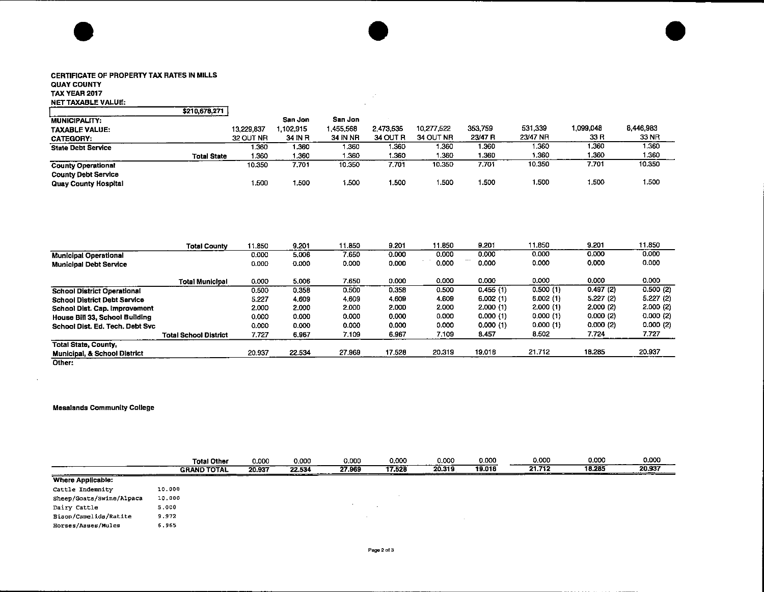**CERTIFICATE OF PROPERTY TAX RATES IN MILLS**
**QUAY COUNTY**
**TAX YEAR 2017**
**NET TAXABLE VALUE:** $210,678,271

| MUNICIPALITY: | | | San Jon | San Jon | | | | | | |
|---|---|---|---|---|---|---|---|---|---|---|
| TAXABLE VALUE: | | 13,229,837 | 1,102,915 | 1,455,568 | 2,473,535 | 10,277,522 | 353,759 | 531,339 | 1,099,048 | 8,446,983 |
| CATEGORY: | | 32 OUT NR | 34 IN R | 34 IN NR | 34 OUT R | 34 OUT NR | 23/47 R | 23/47 NR | 33 R | 33 NR |
| State Debt Service | | 1.360 | 1.360 | 1.360 | 1.360 | 1.360 | 1.360 | 1.360 | 1.360 | 1.360 |
| | Total State | 1.360 | 1.360 | 1.360 | 1.360 | 1.360 | 1.360 | 1.360 | 1.360 | 1.360 |
| County Operational | | 10.350 | 7.701 | 10.350 | 7.701 | 10.350 | 7.701 | 10.350 | 7.701 | 10.350 |
| County Debt Service | | | | | | | | | | |
| Quay County Hospital | | 1.500 | 1.500 | 1.500 | 1.500 | 1.500 | 1.500 | 1.500 | 1.500 | 1.500 |
| | Total County | 11.850 | 9.201 | 11.850 | 9.201 | 11.850 | 9.201 | 11.850 | 9.201 | 11.850 |
| Municipal Operational | | 0.000 | 5.006 | 7.650 | 0.000 | 0.000 | 0.000 | 0.000 | 0.000 | 0.000 |
| Municipal Debt Service | | 0.000 | 0.000 | 0.000 | 0.000 | 0.000 | 0.000 | 0.000 | 0.000 | 0.000 |
| | Total Municipal | 0.000 | 5.006 | 7.650 | 0.000 | 0.000 | 0.000 | 0.000 | 0.000 | 0.000 |
| School District Operational | | 0.500 | 0.358 | 0.500 | 0.358 | 0.500 | 0.455 (1) | 0.500 (1) | 0.497 (2) | 0.500 (2) |
| School District Debt Service | | 5.227 | 4.609 | 4.609 | 4.609 | 4.609 | 6.002 (1) | 6.002 (1) | 5.227 (2) | 5.227 (2) |
| School Dist. Cap. Improvement | | 2.000 | 2.000 | 2.000 | 2.000 | 2.000 | 2.000 (1) | 2.000 (1) | 2.000 (2) | 2.000 (2) |
| House Bill 33, School Building | | 0.000 | 0.000 | 0.000 | 0.000 | 0.000 | 0.000 (1) | 0.000 (1) | 0.000 (2) | 0.000 (2) |
| School Dist. Ed. Tech. Debt Svc | | 0.000 | 0.000 | 0.000 | 0.000 | 0.000 | 0.000 (1) | 0.000 (1) | 0.000 (2) | 0.000 (2) |
| | Total School District | 7.727 | 6.967 | 7.109 | 6.967 | 7.109 | 8.457 | 8.502 | 7.724 | 7.727 |
| Total State, County, Municipal, & School District | | 20.937 | 22.534 | 27.969 | 17.528 | 20.319 | 19.018 | 21.712 | 18.285 | 20.937 |
| Other: | | | | | | | | | | |
| Mesalands Community College | | | | | | | | | | |
| | Total Other | 0.000 | 0.000 | 0.000 | 0.000 | 0.000 | 0.000 | 0.000 | 0.000 | 0.000 |
| | GRAND TOTAL | 20.937 | 22.534 | 27.969 | 17.528 | 20.319 | 19.018 | 21.712 | 18.285 | 20.937 |

**Where Applicable:**

| | |
|---|---|
| Cattle Indemnity | 10.000 |
| Sheep/Goats/Swine/Alpaca | 10.000 |
| Dairy Cattle | 5.000 |
| Bison/Camelids/Ratite | 9.972 |
| Horses/Asses/Mules | 6.965 |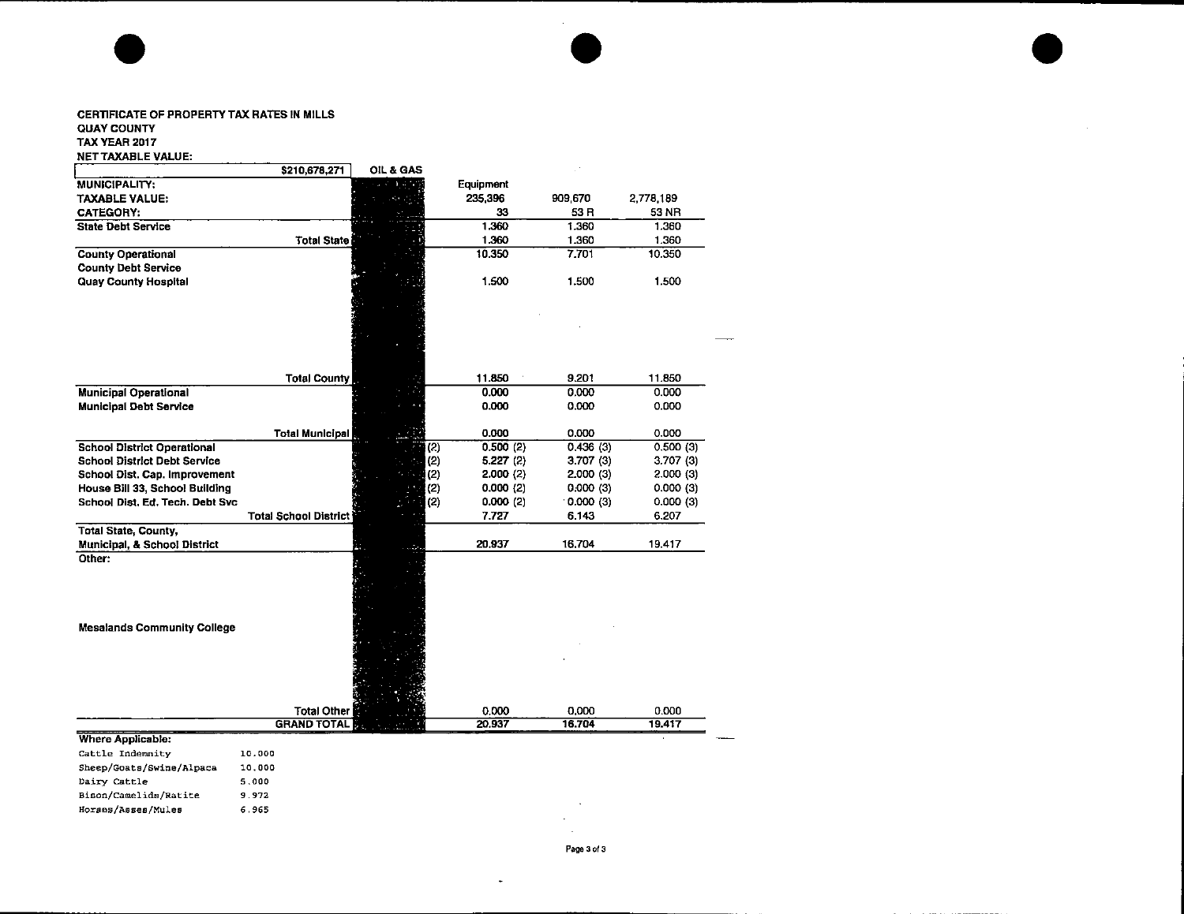**CERTIFICATE OF PROPERTY TAX RATES IN MILLS**
**QUAY COUNTY**
**TAX YEAR 2017**
**NET TAXABLE VALUE:**

| $210,678,271 | OIL & GAS | | | |
|---|---|---|---|---|
| **MUNICIPALITY:** | | Equipment | | |
| **TAXABLE VALUE:** | | 235,396 | 909,670 | 2,778,189 |
| **CATEGORY:** | | 33 | 53 R | 53 NR |
| **State Debt Service** | | 1.360 | 1.360 | 1.360 |
| **Total State** | | 1.360 | 1.360 | 1.360 |
| **County Operational** | | 10.350 | 7.701 | 10.350 |
| **County Debt Service** | | | | |
| **Quay County Hospital** | | 1.500 | 1.500 | 1.500 |
| **Total County** | | 11.850 | 9.201 | 11.850 |
| **Municipal Operational** | | 0.000 | 0.000 | 0.000 |
| **Municipal Debt Service** | | 0.000 | 0.000 | 0.000 |
| **Total Municipal** | | 0.000 | 0.000 | 0.000 |
| **School District Operational** | (2) | 0.500 (2) | 0.436 (3) | 0.500 (3) |
| **School District Debt Service** | (2) | 5.227 (2) | 3.707 (3) | 3.707 (3) |
| **School Dist. Cap. Improvement** | (2) | 2.000 (2) | 2.000 (3) | 2.000 (3) |
| **House Bill 33, School Building** | (2) | 0.000 (2) | 0.000 (3) | 0.000 (3) |
| **School Dist. Ed. Tech. Debt Svc** | (2) | 0.000 (2) | 0.000 (3) | 0.000 (3) |
| **Total School District** | | 7.727 | 6.143 | 6.207 |
| **Total State, County, Municipal, & School District** | | 20.937 | 16.704 | 19.417 |
| **Other:** | | | | |
| **Mesalands Community College** | | | | |
| **Total Other** | | 0.000 | 0.000 | 0.000 |
| **GRAND TOTAL** | | 20.937 | 16.704 | 19.417 |

**Where Applicable:**

| | |
|---|---|
| Cattle Indemnity | 10.000 |
| Sheep/Goats/Swine/Alpaca | 10.000 |
| Dairy Cattle | 5.000 |
| Bison/Camelids/Ratite | 9.972 |
| Horses/Asses/Mules | 6.965 |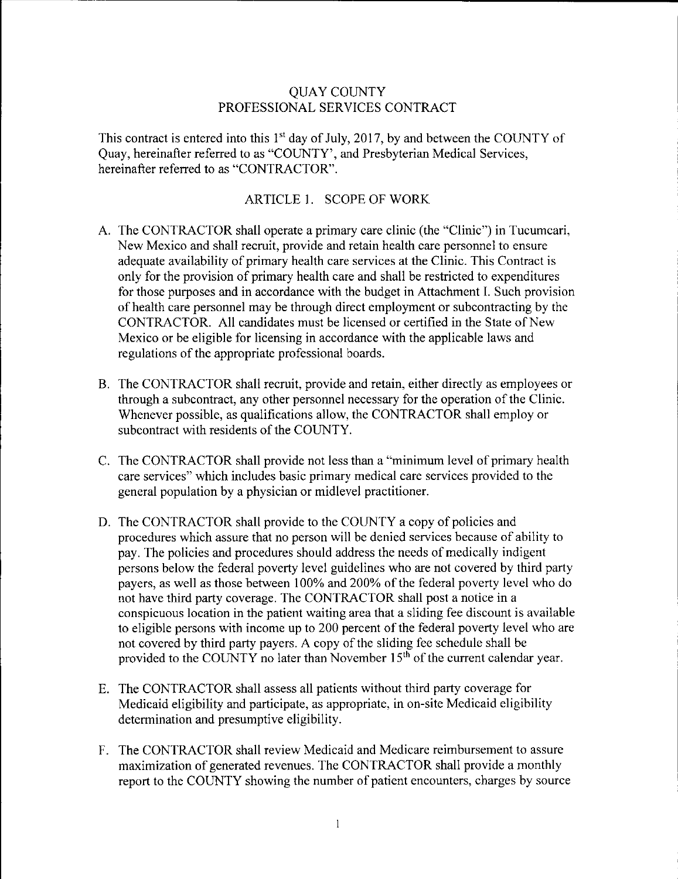# QUAY COUNTY
# PROFESSIONAL SERVICES CONTRACT

This contract is entered into this 1st day of July, 2017, by and between the COUNTY of Quay, hereinafter referred to as "COUNTY', and Presbyterian Medical Services, hereinafter referred to as "CONTRACTOR".

## ARTICLE 1. SCOPE OF WORK

A. The CONTRACTOR shall operate a primary care clinic (the "Clinic") in Tucumcari, New Mexico and shall recruit, provide and retain health care personnel to ensure adequate availability of primary health care services at the Clinic. This Contract is only for the provision of primary health care and shall be restricted to expenditures for those purposes and in accordance with the budget in Attachment I. Such provision of health care personnel may be through direct employment or subcontracting by the CONTRACTOR. All candidates must be licensed or certified in the State of New Mexico or be eligible for licensing in accordance with the applicable laws and regulations of the appropriate professional boards.

B. The CONTRACTOR shall recruit, provide and retain, either directly as employees or through a subcontract, any other personnel necessary for the operation of the Clinic. Whenever possible, as qualifications allow, the CONTRACTOR shall employ or subcontract with residents of the COUNTY.

C. The CONTRACTOR shall provide not less than a "minimum level of primary health care services" which includes basic primary medical care services provided to the general population by a physician or midlevel practitioner.

D. The CONTRACTOR shall provide to the COUNTY a copy of policies and procedures which assure that no person will be denied services because of ability to pay. The policies and procedures should address the needs of medically indigent persons below the federal poverty level guidelines who are not covered by third party payers, as well as those between 100% and 200% of the federal poverty level who do not have third party coverage. The CONTRACTOR shall post a notice in a conspicuous location in the patient waiting area that a sliding fee discount is available to eligible persons with income up to 200 percent of the federal poverty level who are not covered by third party payers. A copy of the sliding fee schedule shall be provided to the COUNTY no later than November 15th of the current calendar year.

E. The CONTRACTOR shall assess all patients without third party coverage for Medicaid eligibility and participate, as appropriate, in on-site Medicaid eligibility determination and presumptive eligibility.

F. The CONTRACTOR shall review Medicaid and Medicare reimbursement to assure maximization of generated revenues. The CONTRACTOR shall provide a monthly report to the COUNTY showing the number of patient encounters, charges by source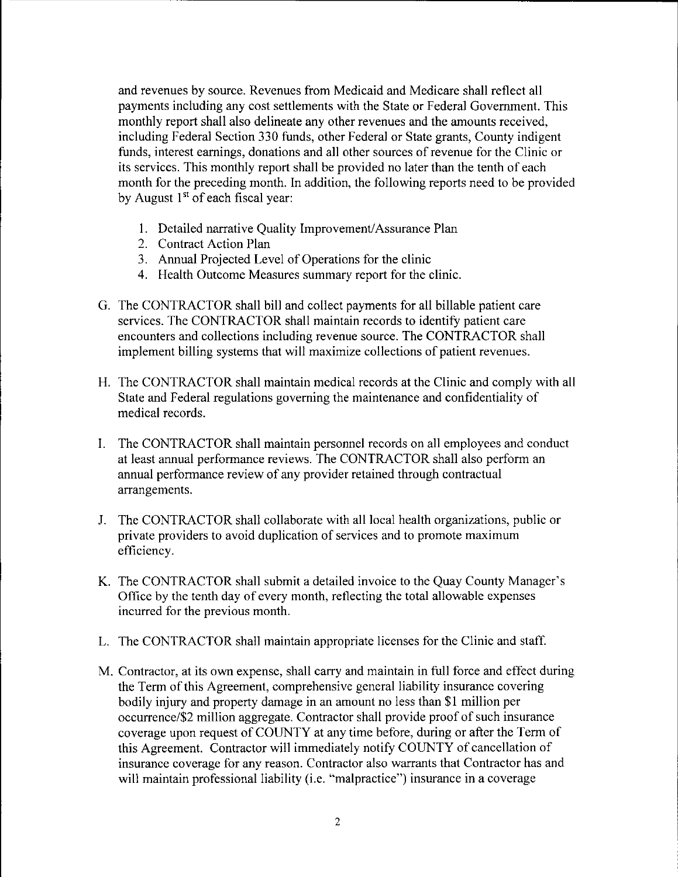and revenues by source. Revenues from Medicaid and Medicare shall reflect all payments including any cost settlements with the State or Federal Government. This monthly report shall also delineate any other revenues and the amounts received, including Federal Section 330 funds, other Federal or State grants, County indigent funds, interest earnings, donations and all other sources of revenue for the Clinic or its services. This monthly report shall be provided no later than the tenth of each month for the preceding month. In addition, the following reports need to be provided by August 1st of each fiscal year:

1. Detailed narrative Quality Improvement/Assurance Plan
2. Contract Action Plan
3. Annual Projected Level of Operations for the clinic
4. Health Outcome Measures summary report for the clinic.

G. The CONTRACTOR shall bill and collect payments for all billable patient care services. The CONTRACTOR shall maintain records to identify patient care encounters and collections including revenue source. The CONTRACTOR shall implement billing systems that will maximize collections of patient revenues.

H. The CONTRACTOR shall maintain medical records at the Clinic and comply with all State and Federal regulations governing the maintenance and confidentiality of medical records.

I. The CONTRACTOR shall maintain personnel records on all employees and conduct at least annual performance reviews. The CONTRACTOR shall also perform an annual performance review of any provider retained through contractual arrangements.

J. The CONTRACTOR shall collaborate with all local health organizations, public or private providers to avoid duplication of services and to promote maximum efficiency.

K. The CONTRACTOR shall submit a detailed invoice to the Quay County Manager's Office by the tenth day of every month, reflecting the total allowable expenses incurred for the previous month.

L. The CONTRACTOR shall maintain appropriate licenses for the Clinic and staff.

M. Contractor, at its own expense, shall carry and maintain in full force and effect during the Term of this Agreement, comprehensive general liability insurance covering bodily injury and property damage in an amount no less than $1 million per occurrence/$2 million aggregate. Contractor shall provide proof of such insurance coverage upon request of COUNTY at any time before, during or after the Term of this Agreement. Contractor will immediately notify COUNTY of cancellation of insurance coverage for any reason. Contractor also warrants that Contractor has and will maintain professional liability (i.e. "malpractice") insurance in a coverage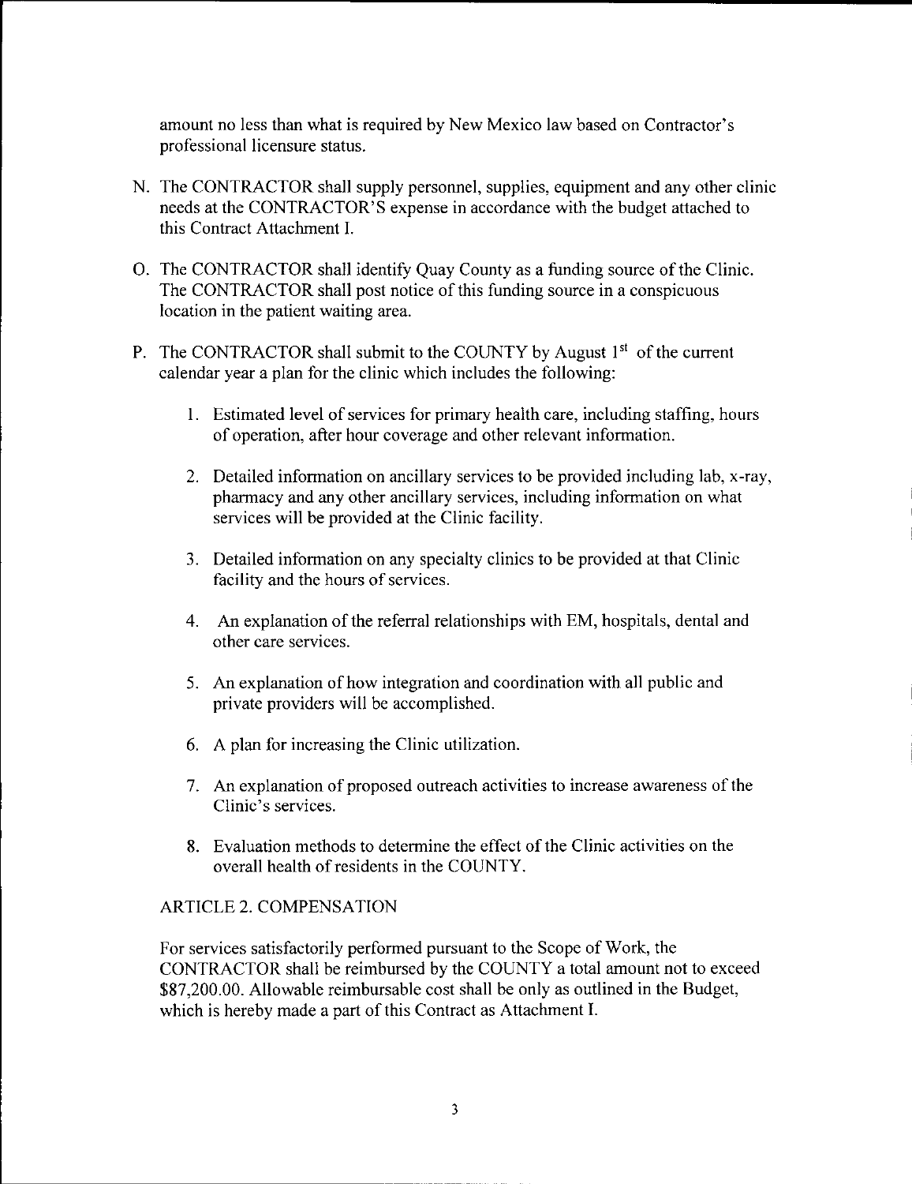amount no less than what is required by New Mexico law based on Contractor's professional licensure status.

N. The CONTRACTOR shall supply personnel, supplies, equipment and any other clinic needs at the CONTRACTOR'S expense in accordance with the budget attached to this Contract Attachment I.

O. The CONTRACTOR shall identify Quay County as a funding source of the Clinic. The CONTRACTOR shall post notice of this funding source in a conspicuous location in the patient waiting area.

P. The CONTRACTOR shall submit to the COUNTY by August 1st of the current calendar year a plan for the clinic which includes the following:

   1. Estimated level of services for primary health care, including staffing, hours of operation, after hour coverage and other relevant information.

   2. Detailed information on ancillary services to be provided including lab, x-ray, pharmacy and any other ancillary services, including information on what services will be provided at the Clinic facility.

   3. Detailed information on any specialty clinics to be provided at that Clinic facility and the hours of services.

   4. An explanation of the referral relationships with EM, hospitals, dental and other care services.

   5. An explanation of how integration and coordination with all public and private providers will be accomplished.

   6. A plan for increasing the Clinic utilization.

   7. An explanation of proposed outreach activities to increase awareness of the Clinic's services.

   8. Evaluation methods to determine the effect of the Clinic activities on the overall health of residents in the COUNTY.

ARTICLE 2. COMPENSATION

For services satisfactorily performed pursuant to the Scope of Work, the CONTRACTOR shall be reimbursed by the COUNTY a total amount not to exceed $87,200.00. Allowable reimbursable cost shall be only as outlined in the Budget, which is hereby made a part of this Contract as Attachment I.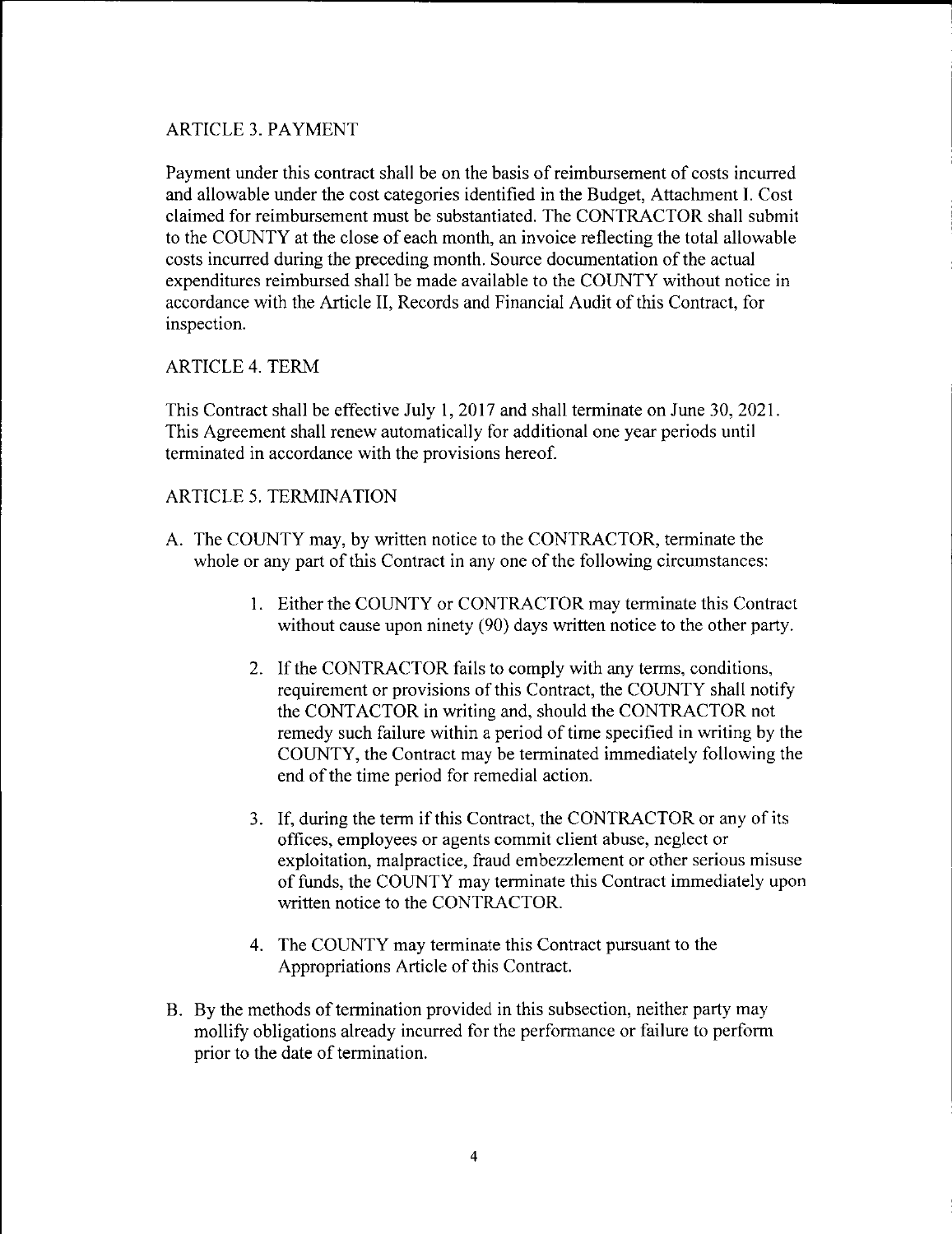## ARTICLE 3. PAYMENT

Payment under this contract shall be on the basis of reimbursement of costs incurred and allowable under the cost categories identified in the Budget, Attachment I. Cost claimed for reimbursement must be substantiated. The CONTRACTOR shall submit to the COUNTY at the close of each month, an invoice reflecting the total allowable costs incurred during the preceding month. Source documentation of the actual expenditures reimbursed shall be made available to the COUNTY without notice in accordance with the Article II, Records and Financial Audit of this Contract, for inspection.

## ARTICLE 4. TERM

This Contract shall be effective July 1, 2017 and shall terminate on June 30, 2021. This Agreement shall renew automatically for additional one year periods until terminated in accordance with the provisions hereof.

## ARTICLE 5. TERMINATION

A. The COUNTY may, by written notice to the CONTRACTOR, terminate the whole or any part of this Contract in any one of the following circumstances:

   1. Either the COUNTY or CONTRACTOR may terminate this Contract without cause upon ninety (90) days written notice to the other party.

   2. If the CONTRACTOR fails to comply with any terms, conditions, requirement or provisions of this Contract, the COUNTY shall notify the CONTACTOR in writing and, should the CONTRACTOR not remedy such failure within a period of time specified in writing by the COUNTY, the Contract may be terminated immediately following the end of the time period for remedial action.

   3. If, during the term if this Contract, the CONTRACTOR or any of its offices, employees or agents commit client abuse, neglect or exploitation, malpractice, fraud embezzlement or other serious misuse of funds, the COUNTY may terminate this Contract immediately upon written notice to the CONTRACTOR.

   4. The COUNTY may terminate this Contract pursuant to the Appropriations Article of this Contract.

B. By the methods of termination provided in this subsection, neither party may mollify obligations already incurred for the performance or failure to perform prior to the date of termination.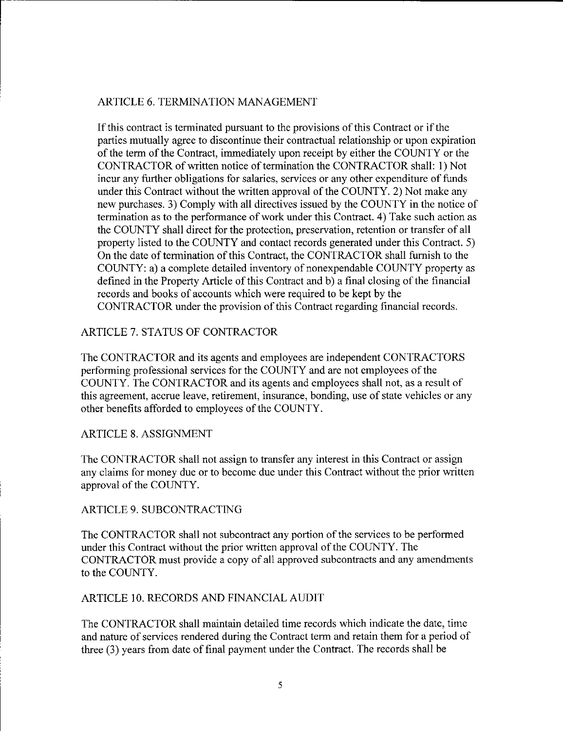## ARTICLE 6. TERMINATION MANAGEMENT

If this contract is terminated pursuant to the provisions of this Contract or if the parties mutually agree to discontinue their contractual relationship or upon expiration of the term of the Contract, immediately upon receipt by either the COUNTY or the CONTRACTOR of written notice of termination the CONTRACTOR shall: 1) Not incur any further obligations for salaries, services or any other expenditure of funds under this Contract without the written approval of the COUNTY. 2) Not make any new purchases. 3) Comply with all directives issued by the COUNTY in the notice of termination as to the performance of work under this Contract. 4) Take such action as the COUNTY shall direct for the protection, preservation, retention or transfer of all property listed to the COUNTY and contact records generated under this Contract. 5) On the date of termination of this Contract, the CONTRACTOR shall furnish to the COUNTY: a) a complete detailed inventory of nonexpendable COUNTY property as defined in the Property Article of this Contract and b) a final closing of the financial records and books of accounts which were required to be kept by the CONTRACTOR under the provision of this Contract regarding financial records.

## ARTICLE 7. STATUS OF CONTRACTOR

The CONTRACTOR and its agents and employees are independent CONTRACTORS performing professional services for the COUNTY and are not employees of the COUNTY. The CONTRACTOR and its agents and employees shall not, as a result of this agreement, accrue leave, retirement, insurance, bonding, use of state vehicles or any other benefits afforded to employees of the COUNTY.

## ARTICLE 8. ASSIGNMENT

The CONTRACTOR shall not assign to transfer any interest in this Contract or assign any claims for money due or to become due under this Contract without the prior written approval of the COUNTY.

## ARTICLE 9. SUBCONTRACTING

The CONTRACTOR shall not subcontract any portion of the services to be performed under this Contract without the prior written approval of the COUNTY. The CONTRACTOR must provide a copy of all approved subcontracts and any amendments to the COUNTY.

## ARTICLE 10. RECORDS AND FINANCIAL AUDIT

The CONTRACTOR shall maintain detailed time records which indicate the date, time and nature of services rendered during the Contract term and retain them for a period of three (3) years from date of final payment under the Contract. The records shall be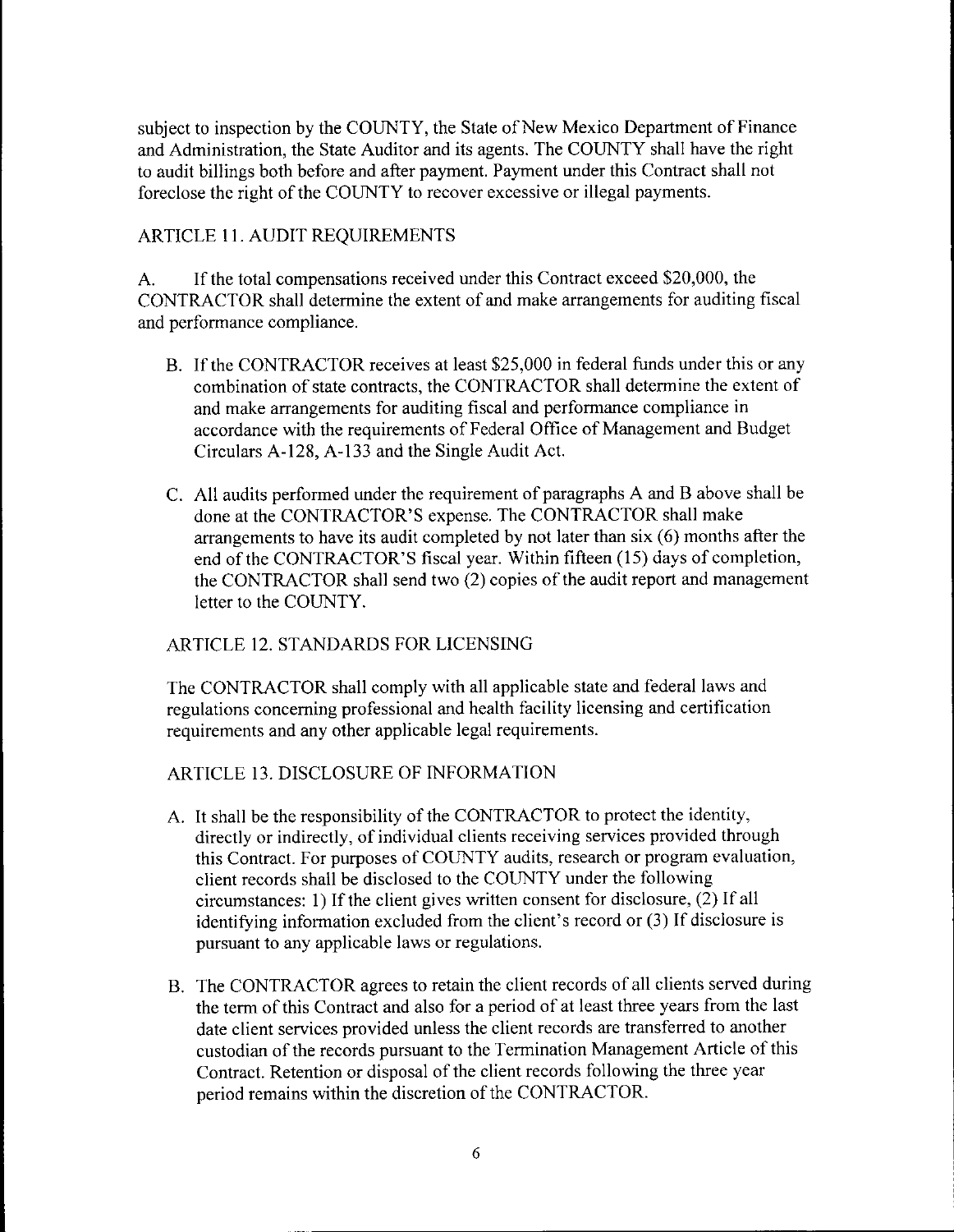subject to inspection by the COUNTY, the State of New Mexico Department of Finance and Administration, the State Auditor and its agents. The COUNTY shall have the right to audit billings both before and after payment. Payment under this Contract shall not foreclose the right of the COUNTY to recover excessive or illegal payments.

ARTICLE 11. AUDIT REQUIREMENTS

A. If the total compensations received under this Contract exceed $20,000, the CONTRACTOR shall determine the extent of and make arrangements for auditing fiscal and performance compliance.

B. If the CONTRACTOR receives at least $25,000 in federal funds under this or any combination of state contracts, the CONTRACTOR shall determine the extent of and make arrangements for auditing fiscal and performance compliance in accordance with the requirements of Federal Office of Management and Budget Circulars A-128, A-133 and the Single Audit Act.

C. All audits performed under the requirement of paragraphs A and B above shall be done at the CONTRACTOR'S expense. The CONTRACTOR shall make arrangements to have its audit completed by not later than six (6) months after the end of the CONTRACTOR'S fiscal year. Within fifteen (15) days of completion, the CONTRACTOR shall send two (2) copies of the audit report and management letter to the COUNTY.

ARTICLE 12. STANDARDS FOR LICENSING

The CONTRACTOR shall comply with all applicable state and federal laws and regulations concerning professional and health facility licensing and certification requirements and any other applicable legal requirements.

ARTICLE 13. DISCLOSURE OF INFORMATION

A. It shall be the responsibility of the CONTRACTOR to protect the identity, directly or indirectly, of individual clients receiving services provided through this Contract. For purposes of COUNTY audits, research or program evaluation, client records shall be disclosed to the COUNTY under the following circumstances: 1) If the client gives written consent for disclosure, (2) If all identifying information excluded from the client's record or (3) If disclosure is pursuant to any applicable laws or regulations.

B. The CONTRACTOR agrees to retain the client records of all clients served during the term of this Contract and also for a period of at least three years from the last date client services provided unless the client records are transferred to another custodian of the records pursuant to the Termination Management Article of this Contract. Retention or disposal of the client records following the three year period remains within the discretion of the CONTRACTOR.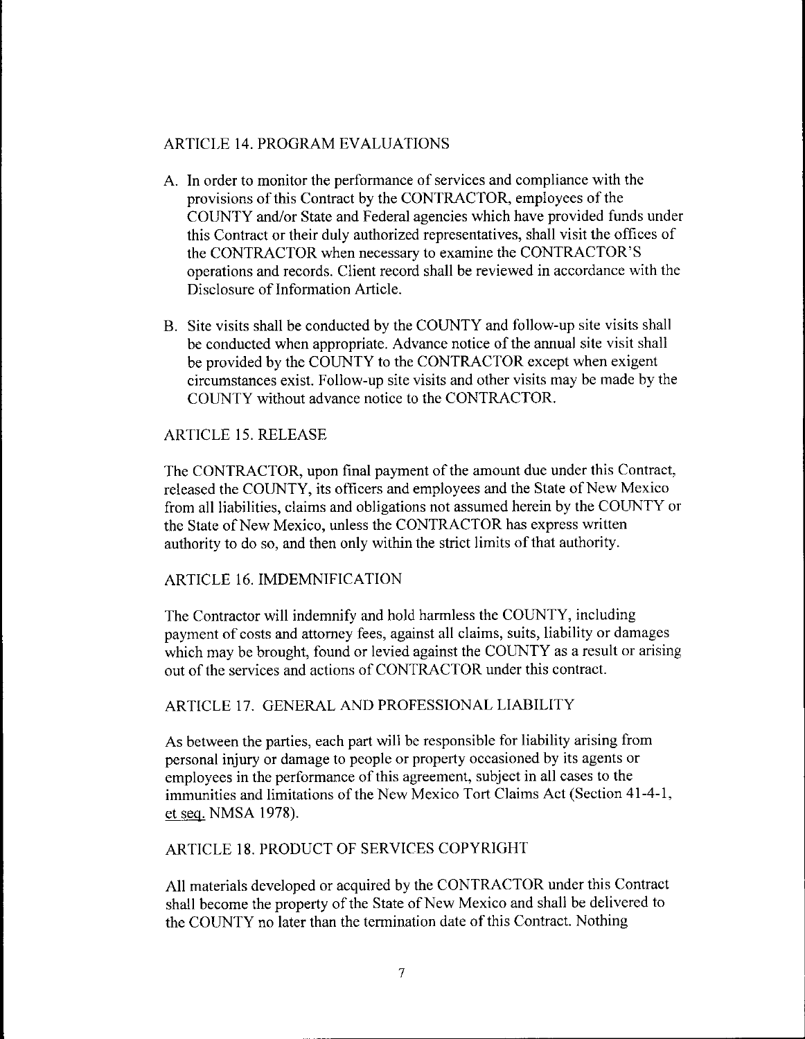## ARTICLE 14. PROGRAM EVALUATIONS

A. In order to monitor the performance of services and compliance with the provisions of this Contract by the CONTRACTOR, employees of the COUNTY and/or State and Federal agencies which have provided funds under this Contract or their duly authorized representatives, shall visit the offices of the CONTRACTOR when necessary to examine the CONTRACTOR'S operations and records. Client record shall be reviewed in accordance with the Disclosure of Information Article.

B. Site visits shall be conducted by the COUNTY and follow-up site visits shall be conducted when appropriate. Advance notice of the annual site visit shall be provided by the COUNTY to the CONTRACTOR except when exigent circumstances exist. Follow-up site visits and other visits may be made by the COUNTY without advance notice to the CONTRACTOR.

## ARTICLE 15. RELEASE

The CONTRACTOR, upon final payment of the amount due under this Contract, released the COUNTY, its officers and employees and the State of New Mexico from all liabilities, claims and obligations not assumed herein by the COUNTY or the State of New Mexico, unless the CONTRACTOR has express written authority to do so, and then only within the strict limits of that authority.

## ARTICLE 16. IMDEMNIFICATION

The Contractor will indemnify and hold harmless the COUNTY, including payment of costs and attorney fees, against all claims, suits, liability or damages which may be brought, found or levied against the COUNTY as a result or arising out of the services and actions of CONTRACTOR under this contract.

## ARTICLE 17. GENERAL AND PROFESSIONAL LIABILITY

As between the parties, each part will be responsible for liability arising from personal injury or damage to people or property occasioned by its agents or employees in the performance of this agreement, subject in all cases to the immunities and limitations of the New Mexico Tort Claims Act (Section 41-4-1, et seq. NMSA 1978).

## ARTICLE 18. PRODUCT OF SERVICES COPYRIGHT

All materials developed or acquired by the CONTRACTOR under this Contract shall become the property of the State of New Mexico and shall be delivered to the COUNTY no later than the termination date of this Contract. Nothing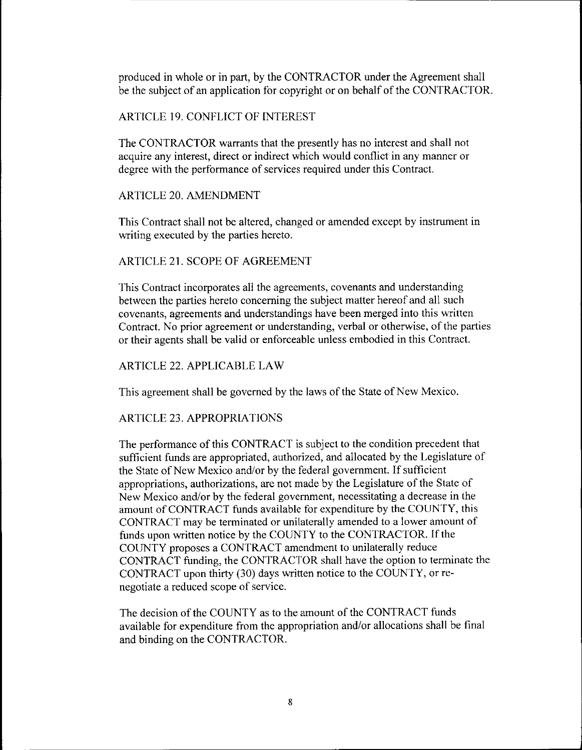produced in whole or in part, by the CONTRACTOR under the Agreement shall be the subject of an application for copyright or on behalf of the CONTRACTOR.

## ARTICLE 19. CONFLICT OF INTEREST

The CONTRACTOR warrants that the presently has no interest and shall not acquire any interest, direct or indirect which would conflict in any manner or degree with the performance of services required under this Contract.

## ARTICLE 20. AMENDMENT

This Contract shall not be altered, changed or amended except by instrument in writing executed by the parties hereto.

## ARTICLE 21. SCOPE OF AGREEMENT

This Contract incorporates all the agreements, covenants and understanding between the parties hereto concerning the subject matter hereof and all such covenants, agreements and understandings have been merged into this written Contract. No prior agreement or understanding, verbal or otherwise, of the parties or their agents shall be valid or enforceable unless embodied in this Contract.

## ARTICLE 22. APPLICABLE LAW

This agreement shall be governed by the laws of the State of New Mexico.

## ARTICLE 23. APPROPRIATIONS

The performance of this CONTRACT is subject to the condition precedent that sufficient funds are appropriated, authorized, and allocated by the Legislature of the State of New Mexico and/or by the federal government. If sufficient appropriations, authorizations, are not made by the Legislature of the State of New Mexico and/or by the federal government, necessitating a decrease in the amount of CONTRACT funds available for expenditure by the COUNTY, this CONTRACT may be terminated or unilaterally amended to a lower amount of funds upon written notice by the COUNTY to the CONTRACTOR. If the COUNTY proposes a CONTRACT amendment to unilaterally reduce CONTRACT funding, the CONTRACTOR shall have the option to terminate the CONTRACT upon thirty (30) days written notice to the COUNTY, or re-negotiate a reduced scope of service.

The decision of the COUNTY as to the amount of the CONTRACT funds available for expenditure from the appropriation and/or allocations shall be final and binding on the CONTRACTOR.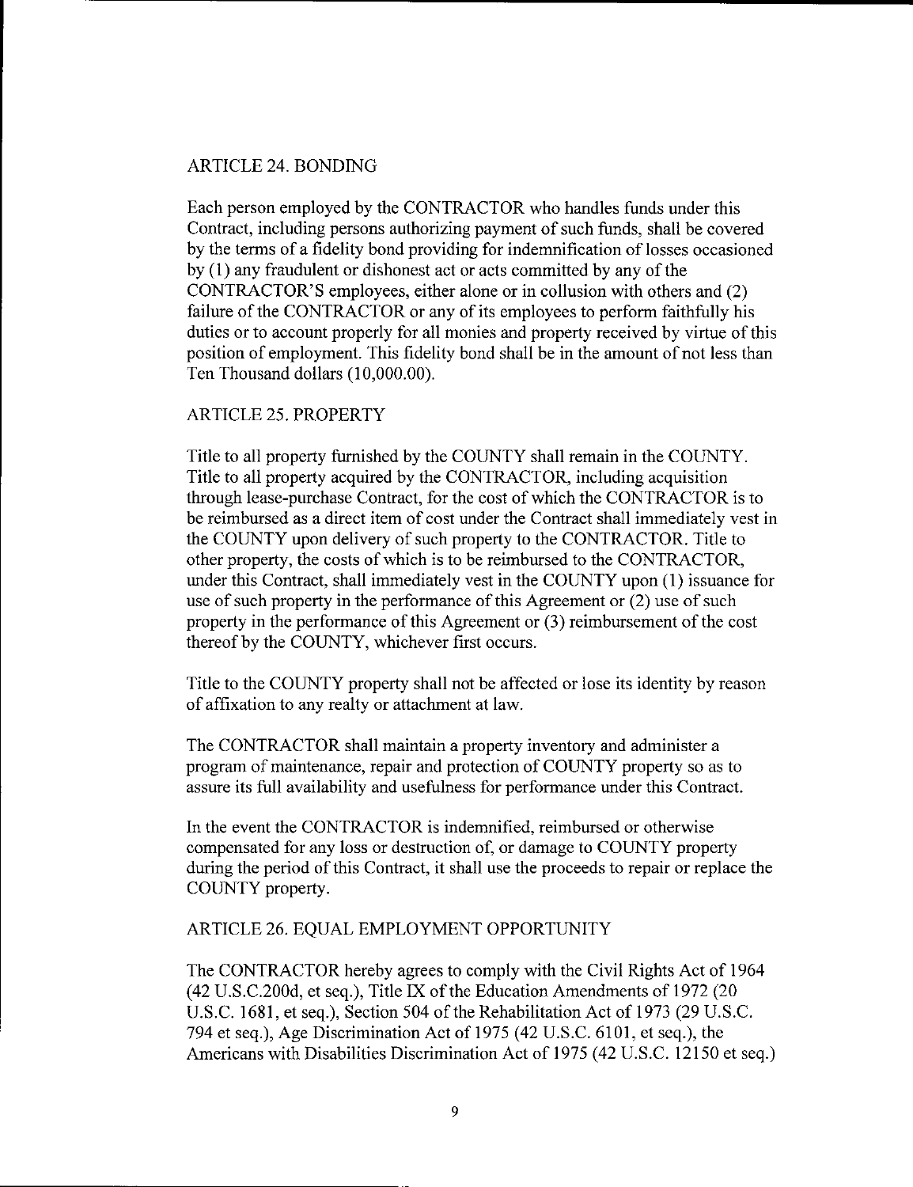## ARTICLE 24. BONDING

Each person employed by the CONTRACTOR who handles funds under this Contract, including persons authorizing payment of such funds, shall be covered by the terms of a fidelity bond providing for indemnification of losses occasioned by (1) any fraudulent or dishonest act or acts committed by any of the CONTRACTOR'S employees, either alone or in collusion with others and (2) failure of the CONTRACTOR or any of its employees to perform faithfully his duties or to account properly for all monies and property received by virtue of this position of employment. This fidelity bond shall be in the amount of not less than Ten Thousand dollars (10,000.00).

## ARTICLE 25. PROPERTY

Title to all property furnished by the COUNTY shall remain in the COUNTY. Title to all property acquired by the CONTRACTOR, including acquisition through lease-purchase Contract, for the cost of which the CONTRACTOR is to be reimbursed as a direct item of cost under the Contract shall immediately vest in the COUNTY upon delivery of such property to the CONTRACTOR. Title to other property, the costs of which is to be reimbursed to the CONTRACTOR, under this Contract, shall immediately vest in the COUNTY upon (1) issuance for use of such property in the performance of this Agreement or (2) use of such property in the performance of this Agreement or (3) reimbursement of the cost thereof by the COUNTY, whichever first occurs.

Title to the COUNTY property shall not be affected or lose its identity by reason of affixation to any realty or attachment at law.

The CONTRACTOR shall maintain a property inventory and administer a program of maintenance, repair and protection of COUNTY property so as to assure its full availability and usefulness for performance under this Contract.

In the event the CONTRACTOR is indemnified, reimbursed or otherwise compensated for any loss or destruction of, or damage to COUNTY property during the period of this Contract, it shall use the proceeds to repair or replace the COUNTY property.

## ARTICLE 26. EQUAL EMPLOYMENT OPPORTUNITY

The CONTRACTOR hereby agrees to comply with the Civil Rights Act of 1964 (42 U.S.C.200d, et seq.), Title IX of the Education Amendments of 1972 (20 U.S.C. 1681, et seq.), Section 504 of the Rehabilitation Act of 1973 (29 U.S.C. 794 et seq.), Age Discrimination Act of 1975 (42 U.S.C. 6101, et seq.), the Americans with Disabilities Discrimination Act of 1975 (42 U.S.C. 12150 et seq.)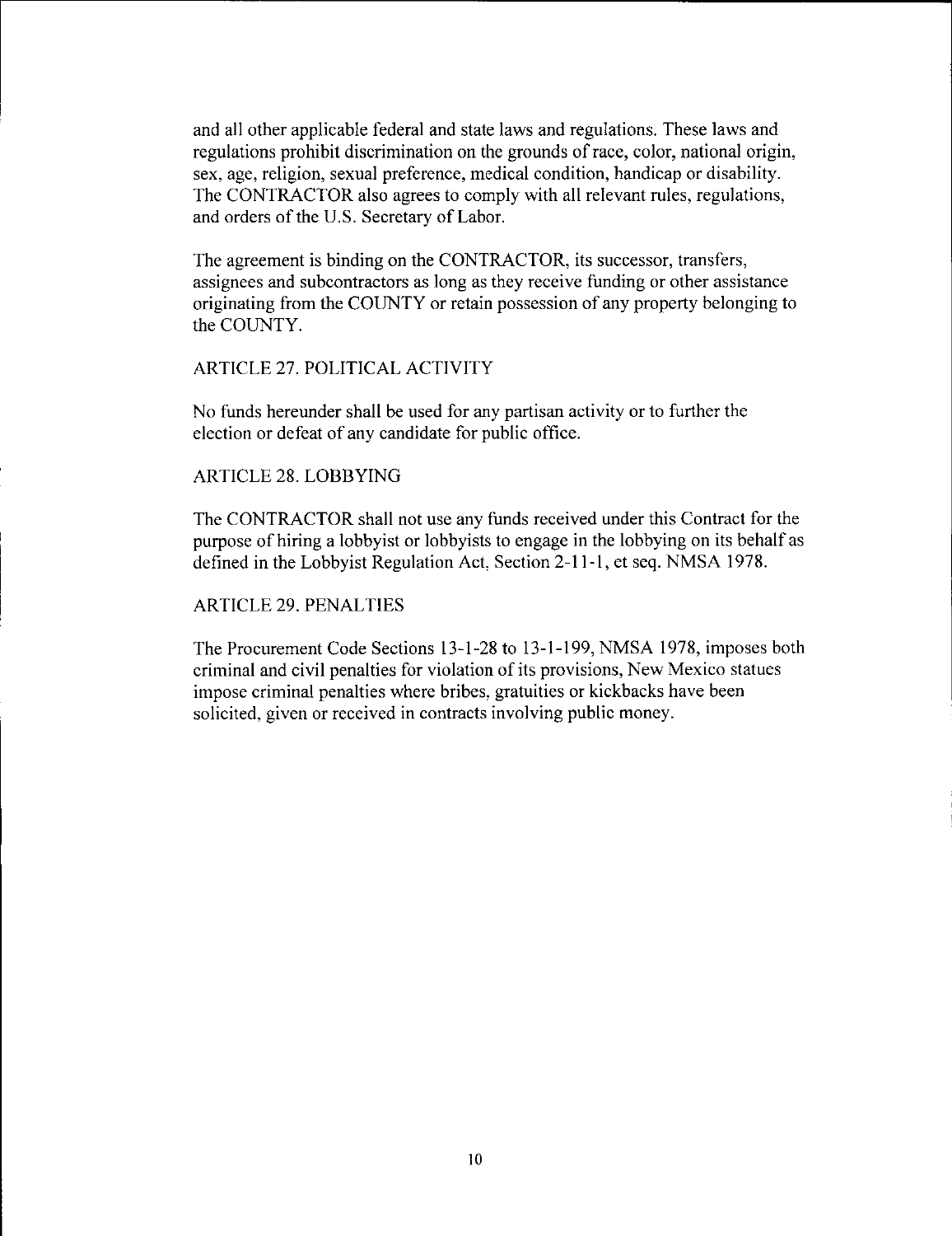and all other applicable federal and state laws and regulations. These laws and regulations prohibit discrimination on the grounds of race, color, national origin, sex, age, religion, sexual preference, medical condition, handicap or disability. The CONTRACTOR also agrees to comply with all relevant rules, regulations, and orders of the U.S. Secretary of Labor.

The agreement is binding on the CONTRACTOR, its successor, transfers, assignees and subcontractors as long as they receive funding or other assistance originating from the COUNTY or retain possession of any property belonging to the COUNTY.

ARTICLE 27. POLITICAL ACTIVITY

No funds hereunder shall be used for any partisan activity or to further the election or defeat of any candidate for public office.

ARTICLE 28. LOBBYING

The CONTRACTOR shall not use any funds received under this Contract for the purpose of hiring a lobbyist or lobbyists to engage in the lobbying on its behalf as defined in the Lobbyist Regulation Act, Section 2-11-1, et seq. NMSA 1978.

ARTICLE 29. PENALTIES

The Procurement Code Sections 13-1-28 to 13-1-199, NMSA 1978, imposes both criminal and civil penalties for violation of its provisions, New Mexico statues impose criminal penalties where bribes, gratuities or kickbacks have been solicited, given or received in contracts involving public money.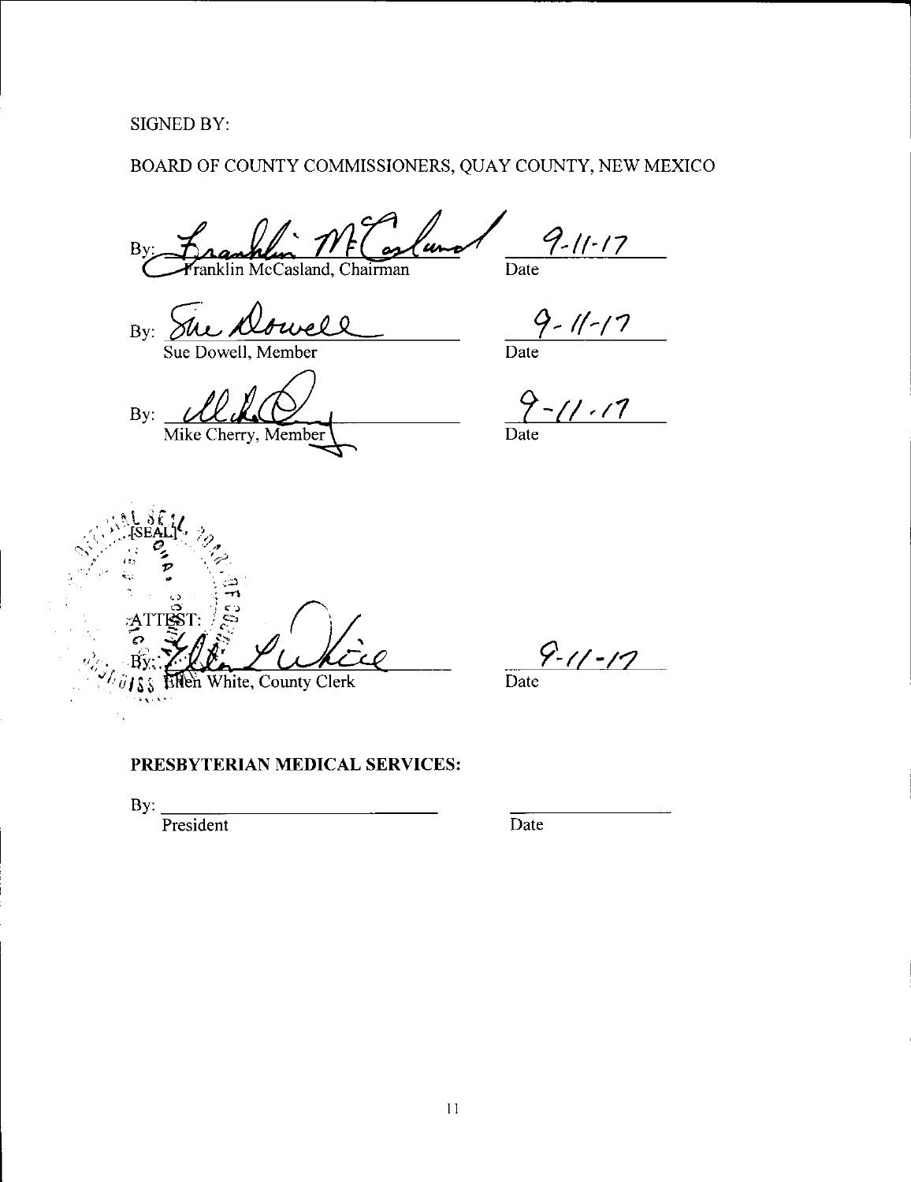SIGNED BY:

BOARD OF COUNTY COMMISSIONERS, QUAY COUNTY, NEW MEXICO

By: Franklin McCasland, Chairman    9-11-17
Date

By: Sue Dowell, Member    9-11-17
Date

By: Mike Cherry, Member    9-11-17
Date

[SEAL]

ATTEST:

By: Ellen White, County Clerk    9-11-17
Date

**PRESBYTERIAN MEDICAL SERVICES:**

By: ______________________________
President

______________________
Date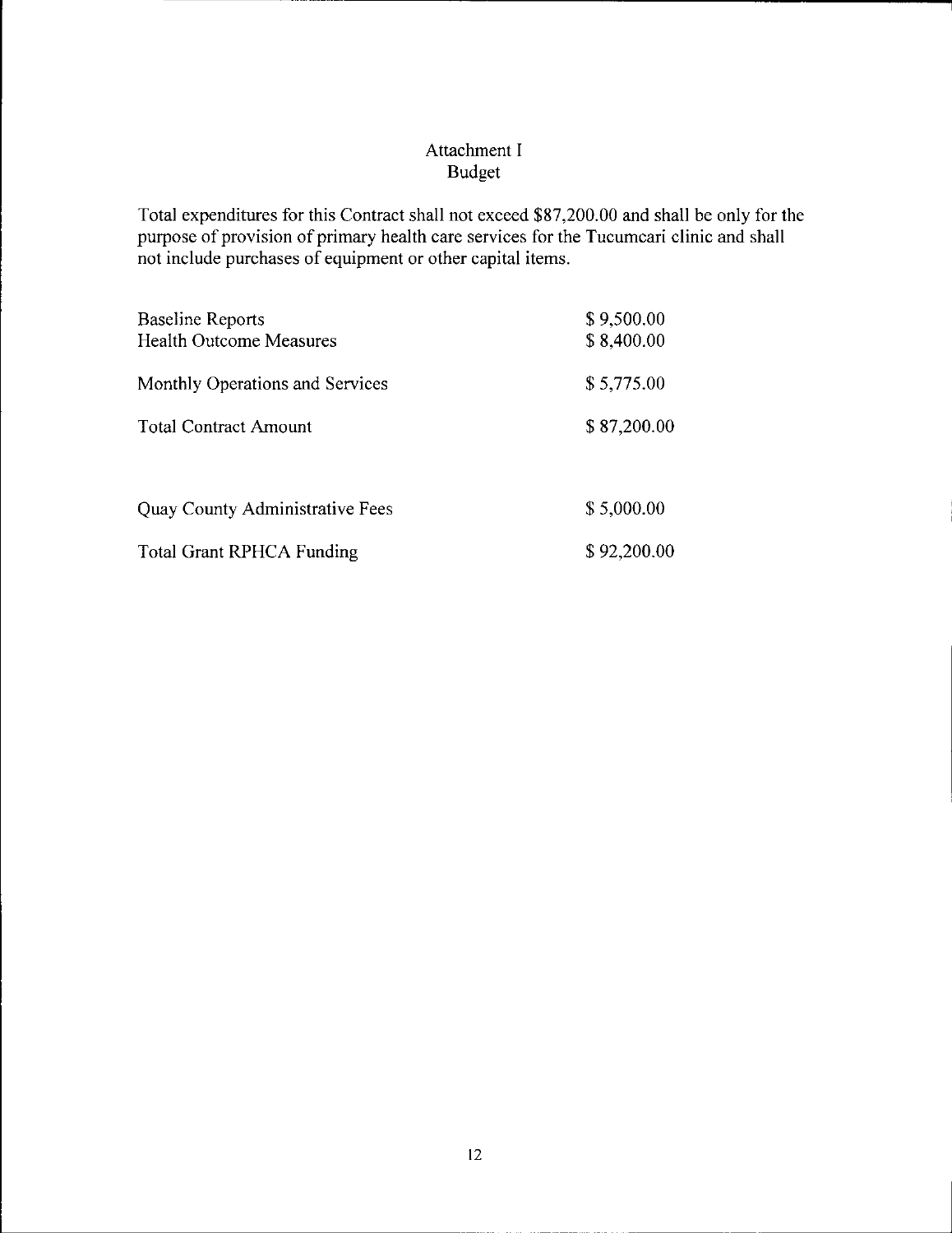# Attachment I
## Budget

Total expenditures for this Contract shall not exceed $87,200.00 and shall be only for the purpose of provision of primary health care services for the Tucumcari clinic and shall not include purchases of equipment or other capital items.

| | |
|---|---|
| Baseline Reports | $ 9,500.00 |
| Health Outcome Measures | $ 8,400.00 |
| Monthly Operations and Services | $ 5,775.00 |
| Total Contract Amount | $ 87,200.00 |
| Quay County Administrative Fees | $ 5,000.00 |
| Total Grant RPHCA Funding | $ 92,200.00 |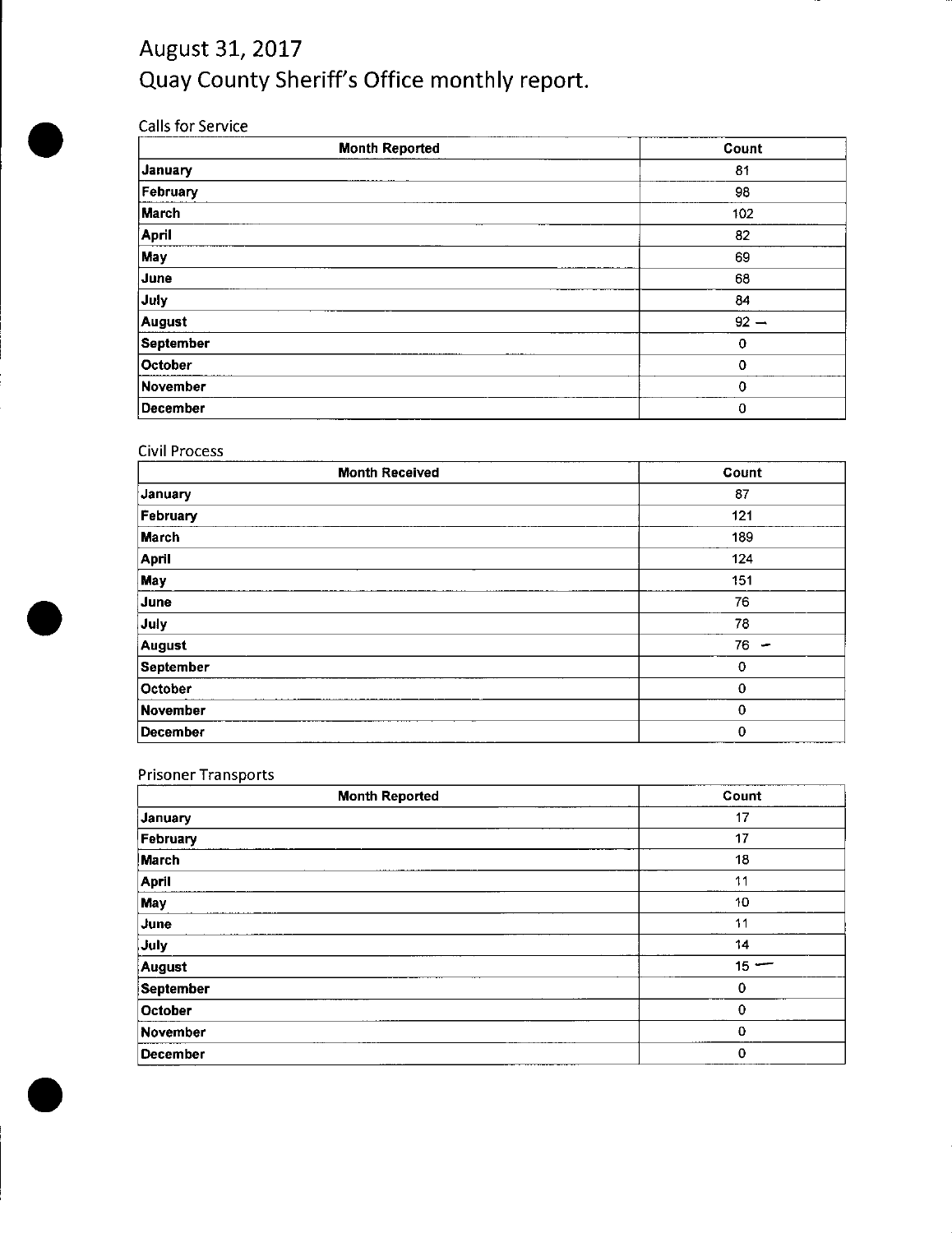# August 31, 2017
# Quay County Sheriff's Office monthly report.

Calls for Service

| Month Reported | Count |
|---|---|
| January | 81 |
| February | 98 |
| March | 102 |
| April | 82 |
| May | 69 |
| June | 68 |
| July | 84 |
| August | 92 — |
| September | 0 |
| October | 0 |
| November | 0 |
| December | 0 |

Civil Process

| Month Received | Count |
|---|---|
| January | 87 |
| February | 121 |
| March | 189 |
| April | 124 |
| May | 151 |
| June | 76 |
| July | 78 |
| August | 76 — |
| September | 0 |
| October | 0 |
| November | 0 |
| December | 0 |

Prisoner Transports

| Month Reported | Count |
|---|---|
| January | 17 |
| February | 17 |
| March | 18 |
| April | 11 |
| May | 10 |
| June | 11 |
| July | 14 |
| August | 15 — |
| September | 0 |
| October | 0 |
| November | 0 |
| December | 0 |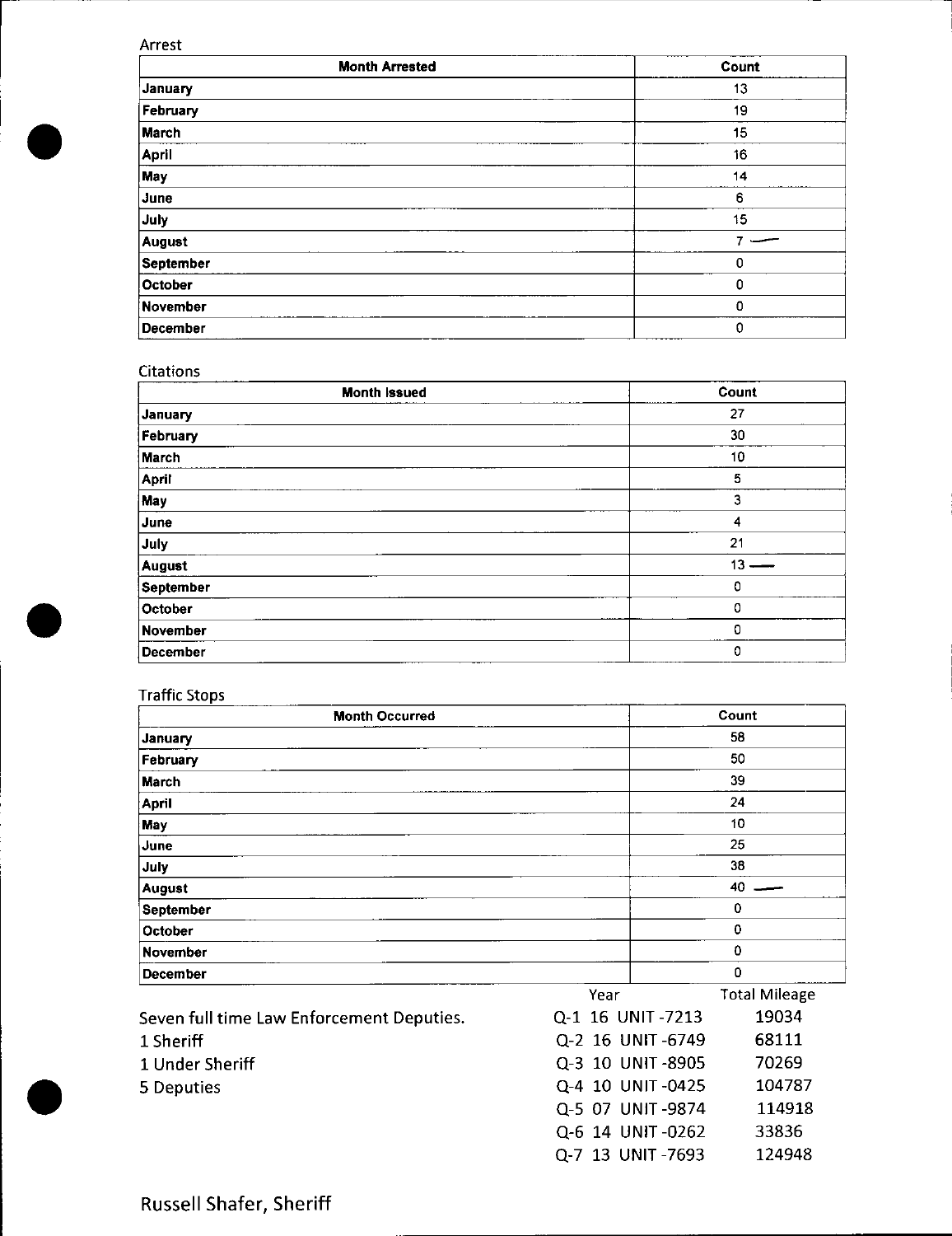Arrest

| Month Arrested | Count |
|---|---|
| January | 13 |
| February | 19 |
| March | 15 |
| April | 16 |
| May | 14 |
| June | 6 |
| July | 15 |
| August | 7 — |
| September | 0 |
| October | 0 |
| November | 0 |
| December | 0 |

Citations

| Month Issued | Count |
|---|---|
| January | 27 |
| February | 30 |
| March | 10 |
| April | 5 |
| May | 3 |
| June | 4 |
| July | 21 |
| August | 13 — |
| September | 0 |
| October | 0 |
| November | 0 |
| December | 0 |

Traffic Stops

| Month Occurred | Count |
|---|---|
| January | 58 |
| February | 50 |
| March | 39 |
| April | 24 |
| May | 10 |
| June | 25 |
| July | 38 |
| August | 40 — |
| September | 0 |
| October | 0 |
| November | 0 |
| December | 0 |

Seven full time Law Enforcement Deputies.
1 Sheriff
1 Under Sheriff
5 Deputies

| | Year | | Total Mileage |
|---|---|---|---|
| Q-1 | 16 | UNIT -7213 | 19034 |
| Q-2 | 16 | UNIT -6749 | 68111 |
| Q-3 | 10 | UNIT -8905 | 70269 |
| Q-4 | 10 | UNIT -0425 | 104787 |
| Q-5 | 07 | UNIT -9874 | 114918 |
| Q-6 | 14 | UNIT -0262 | 33836 |
| Q-7 | 13 | UNIT -7693 | 124948 |

Russell Shafer, Sheriff